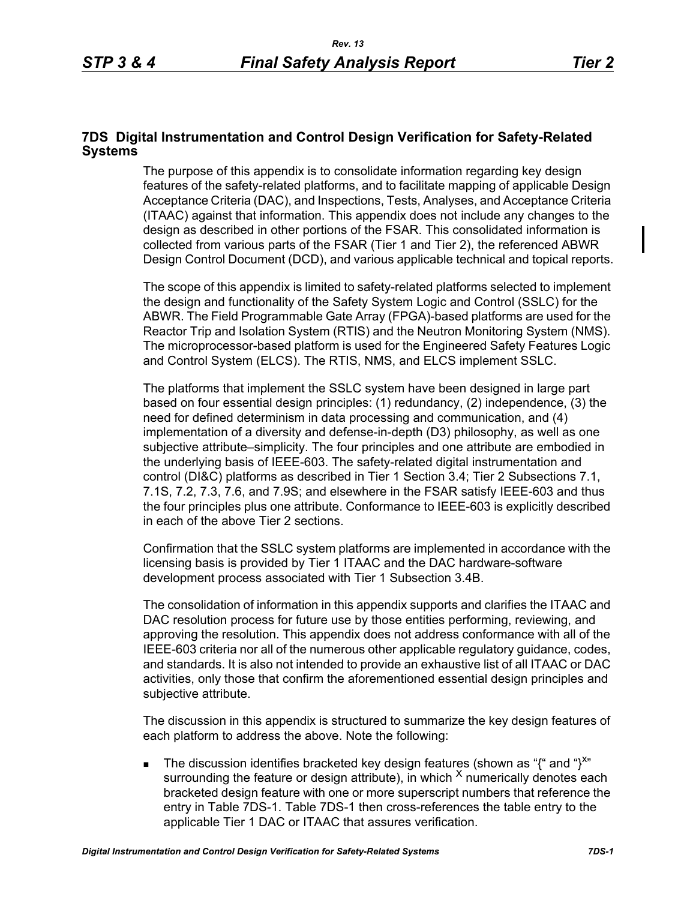# 7DS Digital Instrumentation and Control Design Verification for Safety-Related Systems

The purpose of this appendix is to consolidate information regarding key design features of the safety-related platforms, and to facilitate mapping of applicable Design Acceptance Criteria (DAC), and Inspections, Tests, Analyses, and Acceptance Criteria (ITAAC) against that information. This appendix does not include any changes to the design as described in other portions of the FSAR. This consolidated information is collected from various parts of the FSAR (Tier 1 and Tier 2), the referenced ABWR Design Control Document (DCD), and various applicable technical and topical reports.

The scope of this appendix is limited to safety-related platforms selected to implement the design and functionality of the Safety System Logic and Control (SSLC) for the ABWR. The Field Programmable Gate Array (FPGA)-based platforms are used for the Reactor Trip and Isolation System (RTIS) and the Neutron Monitoring System (NMS). The microprocessor-based platform is used for the Engineered Safety Features Logic and Control System (ELCS). The RTIS, NMS, and ELCS implement SSLC.

The platforms that implement the SSLC system have been designed in large part based on four essential design principles: (1) redundancy, (2) independence, (3) the need for defined determinism in data processing and communication, and (4) implementation of a diversity and defense-in-depth (D3) philosophy, as well as one subjective attribute–simplicity. The four principles and one attribute are embodied in the underlying basis of IEEE-603. The safety-related digital instrumentation and control (DI&C) platforms as described in Tier 1 Section 3.4; Tier 2 Subsections 7.1, 7.1S, 7.2, 7.3, 7.6, and 7.9S; and elsewhere in the FSAR satisfy IEEE-603 and thus the four principles plus one attribute. Conformance to IEEE-603 is explicitly described in each of the above Tier 2 sections.

Confirmation that the SSLC system platforms are implemented in accordance with the licensing basis is provided by Tier 1 ITAAC and the DAC hardware-software development process associated with Tier 1 Subsection 3.4B.

The consolidation of information in this appendix supports and clarifies the ITAAC and DAC resolution process for future use by those entities performing, reviewing, and approving the resolution. This appendix does not address conformance with all of the IEEE-603 criteria nor all of the numerous other applicable regulatory guidance, codes, and standards. It is also not intended to provide an exhaustive list of all ITAAC or DAC activities, only those that confirm the aforementioned essential design principles and subjective attribute.

The discussion in this appendix is structured to summarize the key design features of each platform to address the above. Note the following:

- The discussion identifies bracketed key design features (shown as "{" and "}$^X$" surrounding the feature or design attribute), in which $^X$ numerically denotes each bracketed design feature with one or more superscript numbers that reference the entry in Table 7DS-1. Table 7DS-1 then cross-references the table entry to the applicable Tier 1 DAC or ITAAC that assures verification.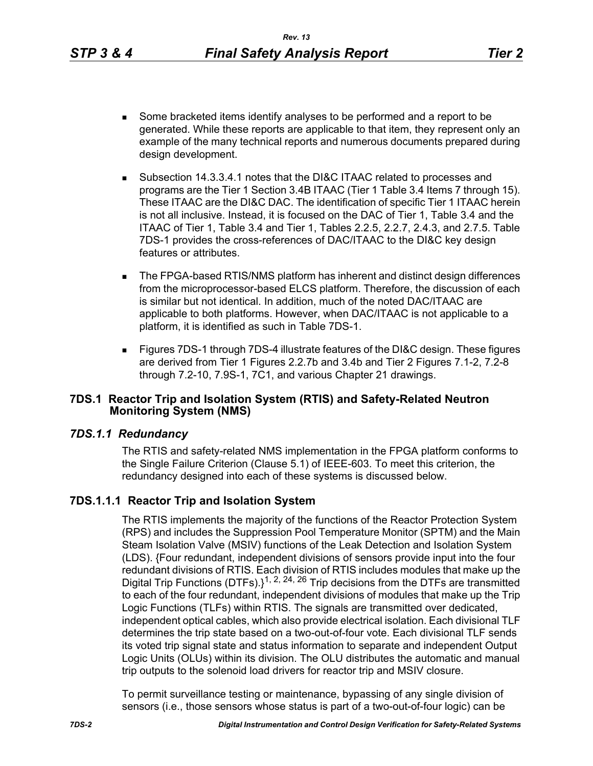- Some bracketed items identify analyses to be performed and a report to be generated. While these reports are applicable to that item, they represent only an example of the many technical reports and numerous documents prepared during design development.
- Subsection 14.3.3.4.1 notes that the DI&C ITAAC related to processes and programs are the Tier 1 Section 3.4B ITAAC (Tier 1 Table 3.4 Items 7 through 15). These ITAAC are the DI&C DAC. The identification of specific Tier 1 ITAAC herein is not all inclusive. Instead, it is focused on the DAC of Tier 1, Table 3.4 and the ITAAC of Tier 1, Table 3.4 and Tier 1, Tables 2.2.5, 2.2.7, 2.4.3, and 2.7.5. Table 7DS-1 provides the cross-references of DAC/ITAAC to the DI&C key design features or attributes.
- The FPGA-based RTIS/NMS platform has inherent and distinct design differences from the microprocessor-based ELCS platform. Therefore, the discussion of each is similar but not identical. In addition, much of the noted DAC/ITAAC are applicable to both platforms. However, when DAC/ITAAC is not applicable to a platform, it is identified as such in Table 7DS-1.
- Figures 7DS-1 through 7DS-4 illustrate features of the DI&C design. These figures are derived from Tier 1 Figures 2.2.7b and 3.4b and Tier 2 Figures 7.1-2, 7.2-8 through 7.2-10, 7.9S-1, 7C1, and various Chapter 21 drawings.

## 7DS.1 Reactor Trip and Isolation System (RTIS) and Safety-Related Neutron Monitoring System (NMS)

### *7DS.1.1 Redundancy*

The RTIS and safety-related NMS implementation in the FPGA platform conforms to the Single Failure Criterion (Clause 5.1) of IEEE-603. To meet this criterion, the redundancy designed into each of these systems is discussed below.

#### 7DS.1.1.1 Reactor Trip and Isolation System

The RTIS implements the majority of the functions of the Reactor Protection System (RPS) and includes the Suppression Pool Temperature Monitor (SPTM) and the Main Steam Isolation Valve (MSIV) functions of the Leak Detection and Isolation System (LDS). {Four redundant, independent divisions of sensors provide input into the four redundant divisions of RTIS. Each division of RTIS includes modules that make up the Digital Trip Functions (DTFs).}[1, 2, 24, 26] Trip decisions from the DTFs are transmitted to each of the four redundant, independent divisions of modules that make up the Trip Logic Functions (TLFs) within RTIS. The signals are transmitted over dedicated, independent optical cables, which also provide electrical isolation. Each divisional TLF determines the trip state based on a two-out-of-four vote. Each divisional TLF sends its voted trip signal state and status information to separate and independent Output Logic Units (OLUs) within its division. The OLU distributes the automatic and manual trip outputs to the solenoid load drivers for reactor trip and MSIV closure.

To permit surveillance testing or maintenance, bypassing of any single division of sensors (i.e., those sensors whose status is part of a two-out-of-four logic) can be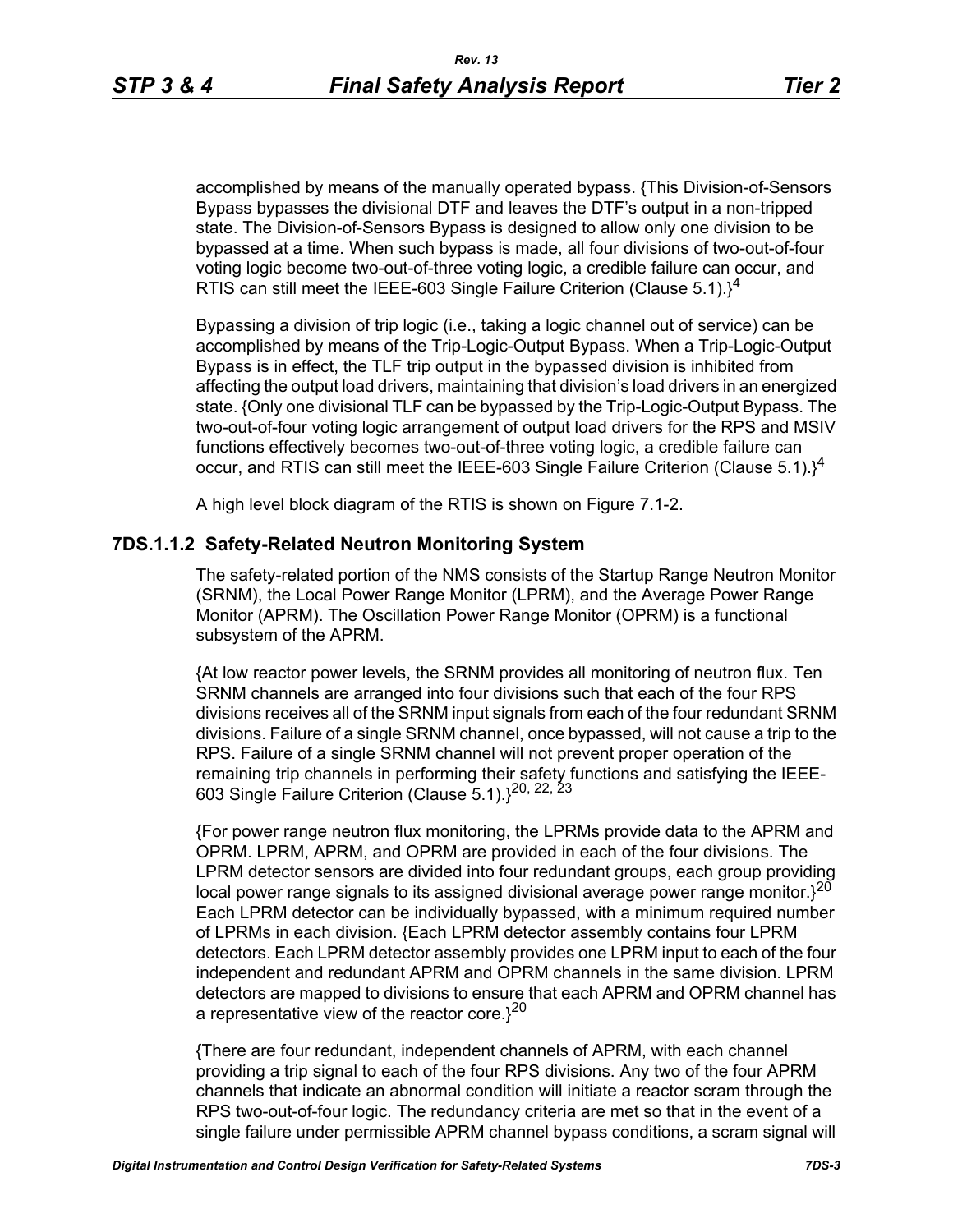accomplished by means of the manually operated bypass. {This Division-of-Sensors Bypass bypasses the divisional DTF and leaves the DTF's output in a non-tripped state. The Division-of-Sensors Bypass is designed to allow only one division to be bypassed at a time. When such bypass is made, all four divisions of two-out-of-four voting logic become two-out-of-three voting logic, a credible failure can occur, and RTIS can still meet the IEEE-603 Single Failure Criterion (Clause 5.1).}[4]

Bypassing a division of trip logic (i.e., taking a logic channel out of service) can be accomplished by means of the Trip-Logic-Output Bypass. When a Trip-Logic-Output Bypass is in effect, the TLF trip output in the bypassed division is inhibited from affecting the output load drivers, maintaining that division's load drivers in an energized state. {Only one divisional TLF can be bypassed by the Trip-Logic-Output Bypass. The two-out-of-four voting logic arrangement of output load drivers for the RPS and MSIV functions effectively becomes two-out-of-three voting logic, a credible failure can occur, and RTIS can still meet the IEEE-603 Single Failure Criterion (Clause 5.1).}[4]

A high level block diagram of the RTIS is shown on Figure 7.1-2.

### 7DS.1.1.2 Safety-Related Neutron Monitoring System

The safety-related portion of the NMS consists of the Startup Range Neutron Monitor (SRNM), the Local Power Range Monitor (LPRM), and the Average Power Range Monitor (APRM). The Oscillation Power Range Monitor (OPRM) is a functional subsystem of the APRM.

{At low reactor power levels, the SRNM provides all monitoring of neutron flux. Ten SRNM channels are arranged into four divisions such that each of the four RPS divisions receives all of the SRNM input signals from each of the four redundant SRNM divisions. Failure of a single SRNM channel, once bypassed, will not cause a trip to the RPS. Failure of a single SRNM channel will not prevent proper operation of the remaining trip channels in performing their safety functions and satisfying the IEEE-603 Single Failure Criterion (Clause 5.1).}[20, 22, 23]

{For power range neutron flux monitoring, the LPRMs provide data to the APRM and OPRM. LPRM, APRM, and OPRM are provided in each of the four divisions. The LPRM detector sensors are divided into four redundant groups, each group providing local power range signals to its assigned divisional average power range monitor.}[20] Each LPRM detector can be individually bypassed, with a minimum required number of LPRMs in each division. {Each LPRM detector assembly contains four LPRM detectors. Each LPRM detector assembly provides one LPRM input to each of the four independent and redundant APRM and OPRM channels in the same division. LPRM detectors are mapped to divisions to ensure that each APRM and OPRM channel has a representative view of the reactor core.}[20]

{There are four redundant, independent channels of APRM, with each channel providing a trip signal to each of the four RPS divisions. Any two of the four APRM channels that indicate an abnormal condition will initiate a reactor scram through the RPS two-out-of-four logic. The redundancy criteria are met so that in the event of a single failure under permissible APRM channel bypass conditions, a scram signal will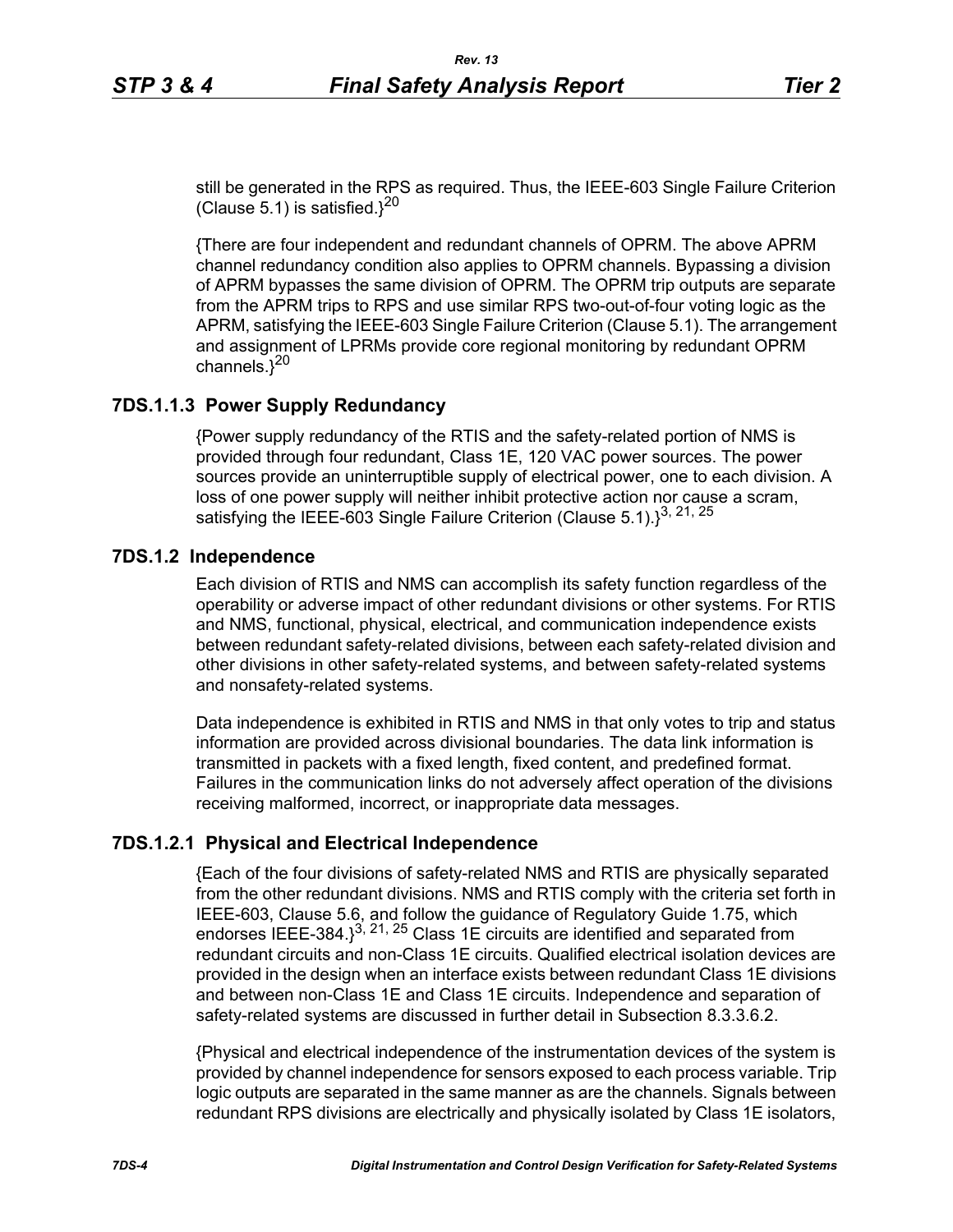still be generated in the RPS as required. Thus, the IEEE-603 Single Failure Criterion (Clause 5.1) is satisfied.}[20]

{There are four independent and redundant channels of OPRM. The above APRM channel redundancy condition also applies to OPRM channels. Bypassing a division of APRM bypasses the same division of OPRM. The OPRM trip outputs are separate from the APRM trips to RPS and use similar RPS two-out-of-four voting logic as the APRM, satisfying the IEEE-603 Single Failure Criterion (Clause 5.1). The arrangement and assignment of LPRMs provide core regional monitoring by redundant OPRM channels.}[20]

### 7DS.1.1.3 Power Supply Redundancy

{Power supply redundancy of the RTIS and the safety-related portion of NMS is provided through four redundant, Class 1E, 120 VAC power sources. The power sources provide an uninterruptible supply of electrical power, one to each division. A loss of one power supply will neither inhibit protective action nor cause a scram, satisfying the IEEE-603 Single Failure Criterion (Clause 5.1).}[3, 21, 25]

## 7DS.1.2 Independence

Each division of RTIS and NMS can accomplish its safety function regardless of the operability or adverse impact of other redundant divisions or other systems. For RTIS and NMS, functional, physical, electrical, and communication independence exists between redundant safety-related divisions, between each safety-related division and other divisions in other safety-related systems, and between safety-related systems and nonsafety-related systems.

Data independence is exhibited in RTIS and NMS in that only votes to trip and status information are provided across divisional boundaries. The data link information is transmitted in packets with a fixed length, fixed content, and predefined format. Failures in the communication links do not adversely affect operation of the divisions receiving malformed, incorrect, or inappropriate data messages.

### 7DS.1.2.1 Physical and Electrical Independence

{Each of the four divisions of safety-related NMS and RTIS are physically separated from the other redundant divisions. NMS and RTIS comply with the criteria set forth in IEEE-603, Clause 5.6, and follow the guidance of Regulatory Guide 1.75, which endorses IEEE-384.}[3, 21, 25] Class 1E circuits are identified and separated from redundant circuits and non-Class 1E circuits. Qualified electrical isolation devices are provided in the design when an interface exists between redundant Class 1E divisions and between non-Class 1E and Class 1E circuits. Independence and separation of safety-related systems are discussed in further detail in Subsection 8.3.3.6.2.

{Physical and electrical independence of the instrumentation devices of the system is provided by channel independence for sensors exposed to each process variable. Trip logic outputs are separated in the same manner as are the channels. Signals between redundant RPS divisions are electrically and physically isolated by Class 1E isolators,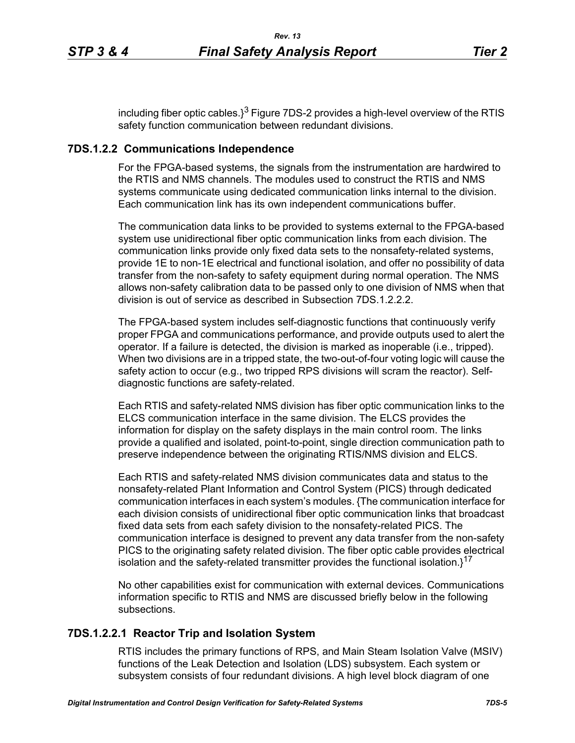including fiber optic cables.}[3] Figure 7DS-2 provides a high-level overview of the RTIS safety function communication between redundant divisions.

### 7DS.1.2.2 Communications Independence

For the FPGA-based systems, the signals from the instrumentation are hardwired to the RTIS and NMS channels. The modules used to construct the RTIS and NMS systems communicate using dedicated communication links internal to the division. Each communication link has its own independent communications buffer.

The communication data links to be provided to systems external to the FPGA-based system use unidirectional fiber optic communication links from each division. The communication links provide only fixed data sets to the nonsafety-related systems, provide 1E to non-1E electrical and functional isolation, and offer no possibility of data transfer from the non-safety to safety equipment during normal operation. The NMS allows non-safety calibration data to be passed only to one division of NMS when that division is out of service as described in Subsection 7DS.1.2.2.2.

The FPGA-based system includes self-diagnostic functions that continuously verify proper FPGA and communications performance, and provide outputs used to alert the operator. If a failure is detected, the division is marked as inoperable (i.e., tripped). When two divisions are in a tripped state, the two-out-of-four voting logic will cause the safety action to occur (e.g., two tripped RPS divisions will scram the reactor). Self-diagnostic functions are safety-related.

Each RTIS and safety-related NMS division has fiber optic communication links to the ELCS communication interface in the same division. The ELCS provides the information for display on the safety displays in the main control room. The links provide a qualified and isolated, point-to-point, single direction communication path to preserve independence between the originating RTIS/NMS division and ELCS.

Each RTIS and safety-related NMS division communicates data and status to the nonsafety-related Plant Information and Control System (PICS) through dedicated communication interfaces in each system's modules. {The communication interface for each division consists of unidirectional fiber optic communication links that broadcast fixed data sets from each safety division to the nonsafety-related PICS. The communication interface is designed to prevent any data transfer from the non-safety PICS to the originating safety related division. The fiber optic cable provides electrical isolation and the safety-related transmitter provides the functional isolation.}[17]

No other capabilities exist for communication with external devices. Communications information specific to RTIS and NMS are discussed briefly below in the following subsections.

#### 7DS.1.2.2.1 Reactor Trip and Isolation System

RTIS includes the primary functions of RPS, and Main Steam Isolation Valve (MSIV) functions of the Leak Detection and Isolation (LDS) subsystem. Each system or subsystem consists of four redundant divisions. A high level block diagram of one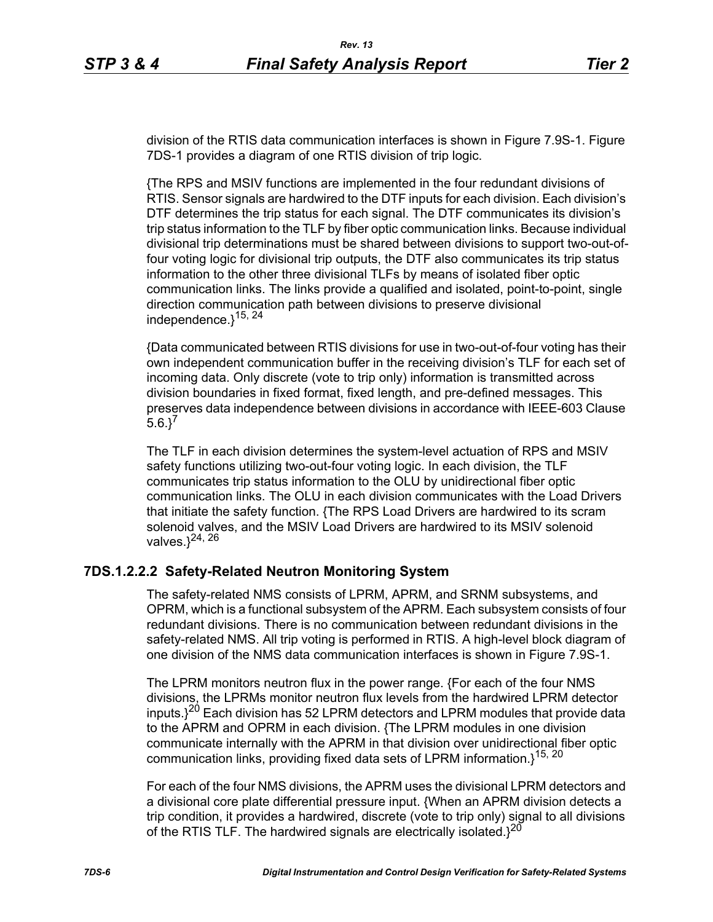division of the RTIS data communication interfaces is shown in Figure 7.9S-1. Figure 7DS-1 provides a diagram of one RTIS division of trip logic.

{The RPS and MSIV functions are implemented in the four redundant divisions of RTIS. Sensor signals are hardwired to the DTF inputs for each division. Each division's DTF determines the trip status for each signal. The DTF communicates its division's trip status information to the TLF by fiber optic communication links. Because individual divisional trip determinations must be shared between divisions to support two-out-of-four voting logic for divisional trip outputs, the DTF also communicates its trip status information to the other three divisional TLFs by means of isolated fiber optic communication links. The links provide a qualified and isolated, point-to-point, single direction communication path between divisions to preserve divisional independence.}[15, 24]

{Data communicated between RTIS divisions for use in two-out-of-four voting has their own independent communication buffer in the receiving division's TLF for each set of incoming data. Only discrete (vote to trip only) information is transmitted across division boundaries in fixed format, fixed length, and pre-defined messages. This preserves data independence between divisions in accordance with IEEE-603 Clause 5.6.}[7]

The TLF in each division determines the system-level actuation of RPS and MSIV safety functions utilizing two-out-four voting logic. In each division, the TLF communicates trip status information to the OLU by unidirectional fiber optic communication links. The OLU in each division communicates with the Load Drivers that initiate the safety function. {The RPS Load Drivers are hardwired to its scram solenoid valves, and the MSIV Load Drivers are hardwired to its MSIV solenoid valves.}[24, 26]

### 7DS.1.2.2.2 Safety-Related Neutron Monitoring System

The safety-related NMS consists of LPRM, APRM, and SRNM subsystems, and OPRM, which is a functional subsystem of the APRM. Each subsystem consists of four redundant divisions. There is no communication between redundant divisions in the safety-related NMS. All trip voting is performed in RTIS. A high-level block diagram of one division of the NMS data communication interfaces is shown in Figure 7.9S-1.

The LPRM monitors neutron flux in the power range. {For each of the four NMS divisions, the LPRMs monitor neutron flux levels from the hardwired LPRM detector inputs.}[20] Each division has 52 LPRM detectors and LPRM modules that provide data to the APRM and OPRM in each division. {The LPRM modules in one division communicate internally with the APRM in that division over unidirectional fiber optic communication links, providing fixed data sets of LPRM information.}[15, 20]

For each of the four NMS divisions, the APRM uses the divisional LPRM detectors and a divisional core plate differential pressure input. {When an APRM division detects a trip condition, it provides a hardwired, discrete (vote to trip only) signal to all divisions of the RTIS TLF. The hardwired signals are electrically isolated.}[20]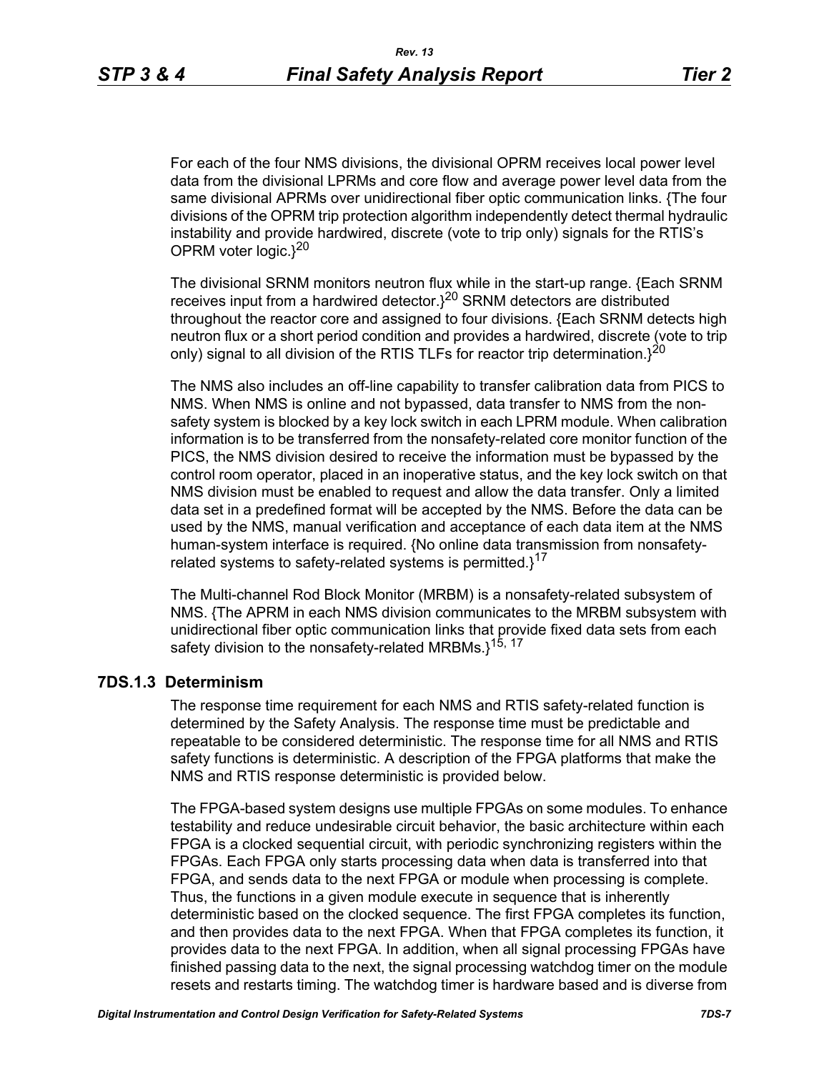For each of the four NMS divisions, the divisional OPRM receives local power level data from the divisional LPRMs and core flow and average power level data from the same divisional APRMs over unidirectional fiber optic communication links. {The four divisions of the OPRM trip protection algorithm independently detect thermal hydraulic instability and provide hardwired, discrete (vote to trip only) signals for the RTIS's OPRM voter logic.}[20]

The divisional SRNM monitors neutron flux while in the start-up range. {Each SRNM receives input from a hardwired detector.}[20] SRNM detectors are distributed throughout the reactor core and assigned to four divisions. {Each SRNM detects high neutron flux or a short period condition and provides a hardwired, discrete (vote to trip only) signal to all division of the RTIS TLFs for reactor trip determination.}[20]

The NMS also includes an off-line capability to transfer calibration data from PICS to NMS. When NMS is online and not bypassed, data transfer to NMS from the non-safety system is blocked by a key lock switch in each LPRM module. When calibration information is to be transferred from the nonsafety-related core monitor function of the PICS, the NMS division desired to receive the information must be bypassed by the control room operator, placed in an inoperative status, and the key lock switch on that NMS division must be enabled to request and allow the data transfer. Only a limited data set in a predefined format will be accepted by the NMS. Before the data can be used by the NMS, manual verification and acceptance of each data item at the NMS human-system interface is required. {No online data transmission from nonsafety-related systems to safety-related systems is permitted.}[17]

The Multi-channel Rod Block Monitor (MRBM) is a nonsafety-related subsystem of NMS. {The APRM in each NMS division communicates to the MRBM subsystem with unidirectional fiber optic communication links that provide fixed data sets from each safety division to the nonsafety-related MRBMs.}[15, 17]

### 7DS.1.3 Determinism

The response time requirement for each NMS and RTIS safety-related function is determined by the Safety Analysis. The response time must be predictable and repeatable to be considered deterministic. The response time for all NMS and RTIS safety functions is deterministic. A description of the FPGA platforms that make the NMS and RTIS response deterministic is provided below.

The FPGA-based system designs use multiple FPGAs on some modules. To enhance testability and reduce undesirable circuit behavior, the basic architecture within each FPGA is a clocked sequential circuit, with periodic synchronizing registers within the FPGAs. Each FPGA only starts processing data when data is transferred into that FPGA, and sends data to the next FPGA or module when processing is complete. Thus, the functions in a given module execute in sequence that is inherently deterministic based on the clocked sequence. The first FPGA completes its function, and then provides data to the next FPGA. When that FPGA completes its function, it provides data to the next FPGA. In addition, when all signal processing FPGAs have finished passing data to the next, the signal processing watchdog timer on the module resets and restarts timing. The watchdog timer is hardware based and is diverse from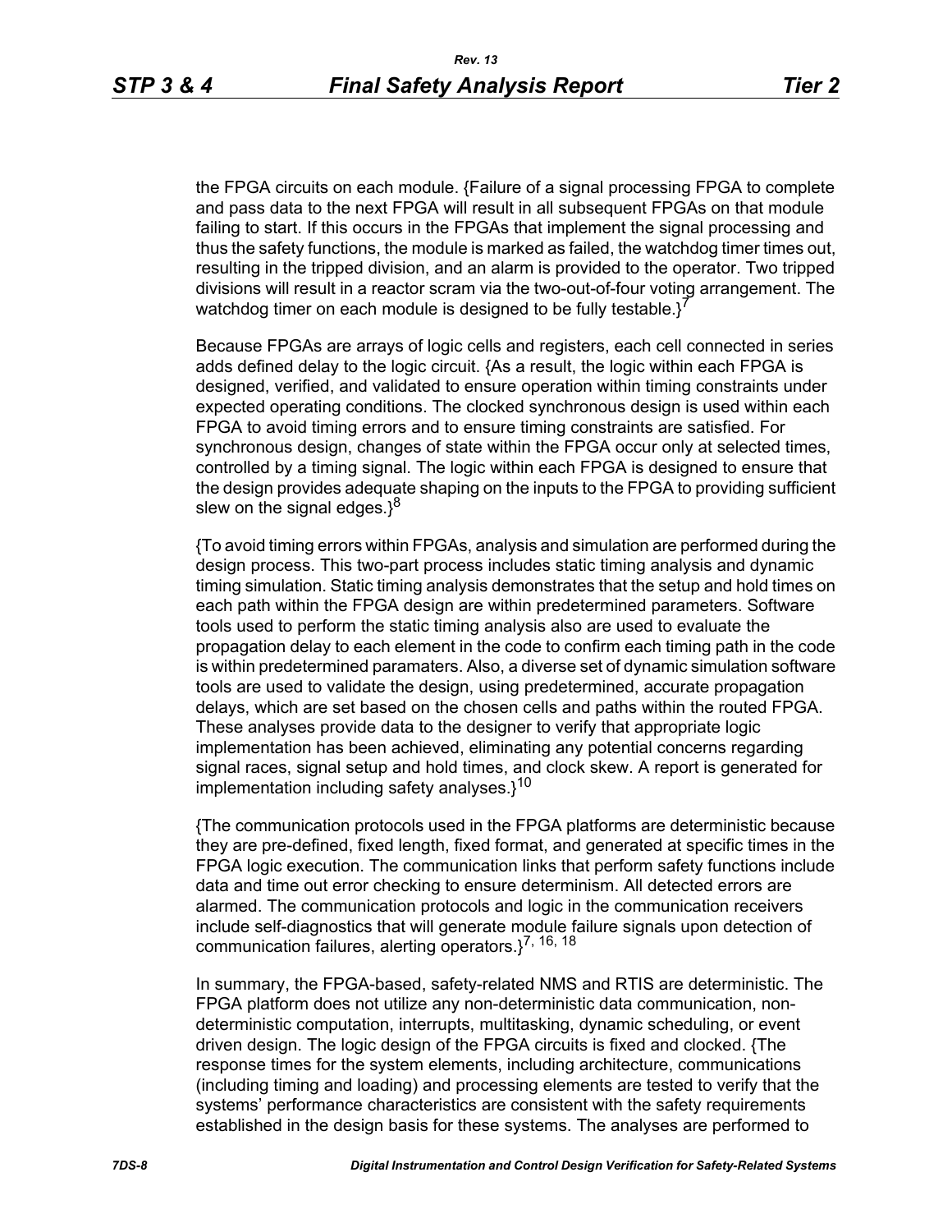the FPGA circuits on each module. {Failure of a signal processing FPGA to complete and pass data to the next FPGA will result in all subsequent FPGAs on that module failing to start. If this occurs in the FPGAs that implement the signal processing and thus the safety functions, the module is marked as failed, the watchdog timer times out, resulting in the tripped division, and an alarm is provided to the operator. Two tripped divisions will result in a reactor scram via the two-out-of-four voting arrangement. The watchdog timer on each module is designed to be fully testable.}[7]

Because FPGAs are arrays of logic cells and registers, each cell connected in series adds defined delay to the logic circuit. {As a result, the logic within each FPGA is designed, verified, and validated to ensure operation within timing constraints under expected operating conditions. The clocked synchronous design is used within each FPGA to avoid timing errors and to ensure timing constraints are satisfied. For synchronous design, changes of state within the FPGA occur only at selected times, controlled by a timing signal. The logic within each FPGA is designed to ensure that the design provides adequate shaping on the inputs to the FPGA to providing sufficient slew on the signal edges.}[8]

{To avoid timing errors within FPGAs, analysis and simulation are performed during the design process. This two-part process includes static timing analysis and dynamic timing simulation. Static timing analysis demonstrates that the setup and hold times on each path within the FPGA design are within predetermined parameters. Software tools used to perform the static timing analysis also are used to evaluate the propagation delay to each element in the code to confirm each timing path in the code is within predetermined paramaters. Also, a diverse set of dynamic simulation software tools are used to validate the design, using predetermined, accurate propagation delays, which are set based on the chosen cells and paths within the routed FPGA. These analyses provide data to the designer to verify that appropriate logic implementation has been achieved, eliminating any potential concerns regarding signal races, signal setup and hold times, and clock skew. A report is generated for implementation including safety analyses.}[10]

{The communication protocols used in the FPGA platforms are deterministic because they are pre-defined, fixed length, fixed format, and generated at specific times in the FPGA logic execution. The communication links that perform safety functions include data and time out error checking to ensure determinism. All detected errors are alarmed. The communication protocols and logic in the communication receivers include self-diagnostics that will generate module failure signals upon detection of communication failures, alerting operators.}[7, 16, 18]

In summary, the FPGA-based, safety-related NMS and RTIS are deterministic. The FPGA platform does not utilize any non-deterministic data communication, non-deterministic computation, interrupts, multitasking, dynamic scheduling, or event driven design. The logic design of the FPGA circuits is fixed and clocked. {The response times for the system elements, including architecture, communications (including timing and loading) and processing elements are tested to verify that the systems' performance characteristics are consistent with the safety requirements established in the design basis for these systems. The analyses are performed to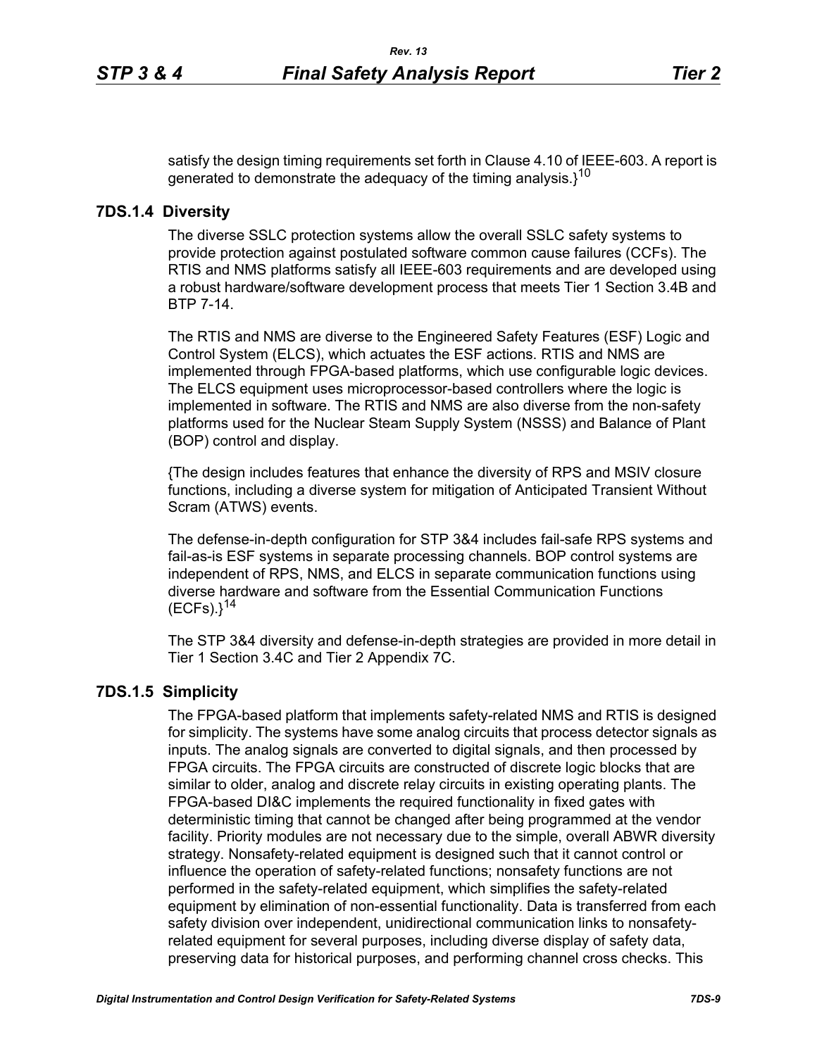satisfy the design timing requirements set forth in Clause 4.10 of IEEE-603. A report is generated to demonstrate the adequacy of the timing analysis.}[10]

### 7DS.1.4 Diversity

The diverse SSLC protection systems allow the overall SSLC safety systems to provide protection against postulated software common cause failures (CCFs). The RTIS and NMS platforms satisfy all IEEE-603 requirements and are developed using a robust hardware/software development process that meets Tier 1 Section 3.4B and BTP 7-14.

The RTIS and NMS are diverse to the Engineered Safety Features (ESF) Logic and Control System (ELCS), which actuates the ESF actions. RTIS and NMS are implemented through FPGA-based platforms, which use configurable logic devices. The ELCS equipment uses microprocessor-based controllers where the logic is implemented in software. The RTIS and NMS are also diverse from the non-safety platforms used for the Nuclear Steam Supply System (NSSS) and Balance of Plant (BOP) control and display.

{The design includes features that enhance the diversity of RPS and MSIV closure functions, including a diverse system for mitigation of Anticipated Transient Without Scram (ATWS) events.

The defense-in-depth configuration for STP 3&4 includes fail-safe RPS systems and fail-as-is ESF systems in separate processing channels. BOP control systems are independent of RPS, NMS, and ELCS in separate communication functions using diverse hardware and software from the Essential Communication Functions (ECFs).}[14]

The STP 3&4 diversity and defense-in-depth strategies are provided in more detail in Tier 1 Section 3.4C and Tier 2 Appendix 7C.

### 7DS.1.5 Simplicity

The FPGA-based platform that implements safety-related NMS and RTIS is designed for simplicity. The systems have some analog circuits that process detector signals as inputs. The analog signals are converted to digital signals, and then processed by FPGA circuits. The FPGA circuits are constructed of discrete logic blocks that are similar to older, analog and discrete relay circuits in existing operating plants. The FPGA-based DI&C implements the required functionality in fixed gates with deterministic timing that cannot be changed after being programmed at the vendor facility. Priority modules are not necessary due to the simple, overall ABWR diversity strategy. Nonsafety-related equipment is designed such that it cannot control or influence the operation of safety-related functions; nonsafety functions are not performed in the safety-related equipment, which simplifies the safety-related equipment by elimination of non-essential functionality. Data is transferred from each safety division over independent, unidirectional communication links to nonsafety-related equipment for several purposes, including diverse display of safety data, preserving data for historical purposes, and performing channel cross checks. This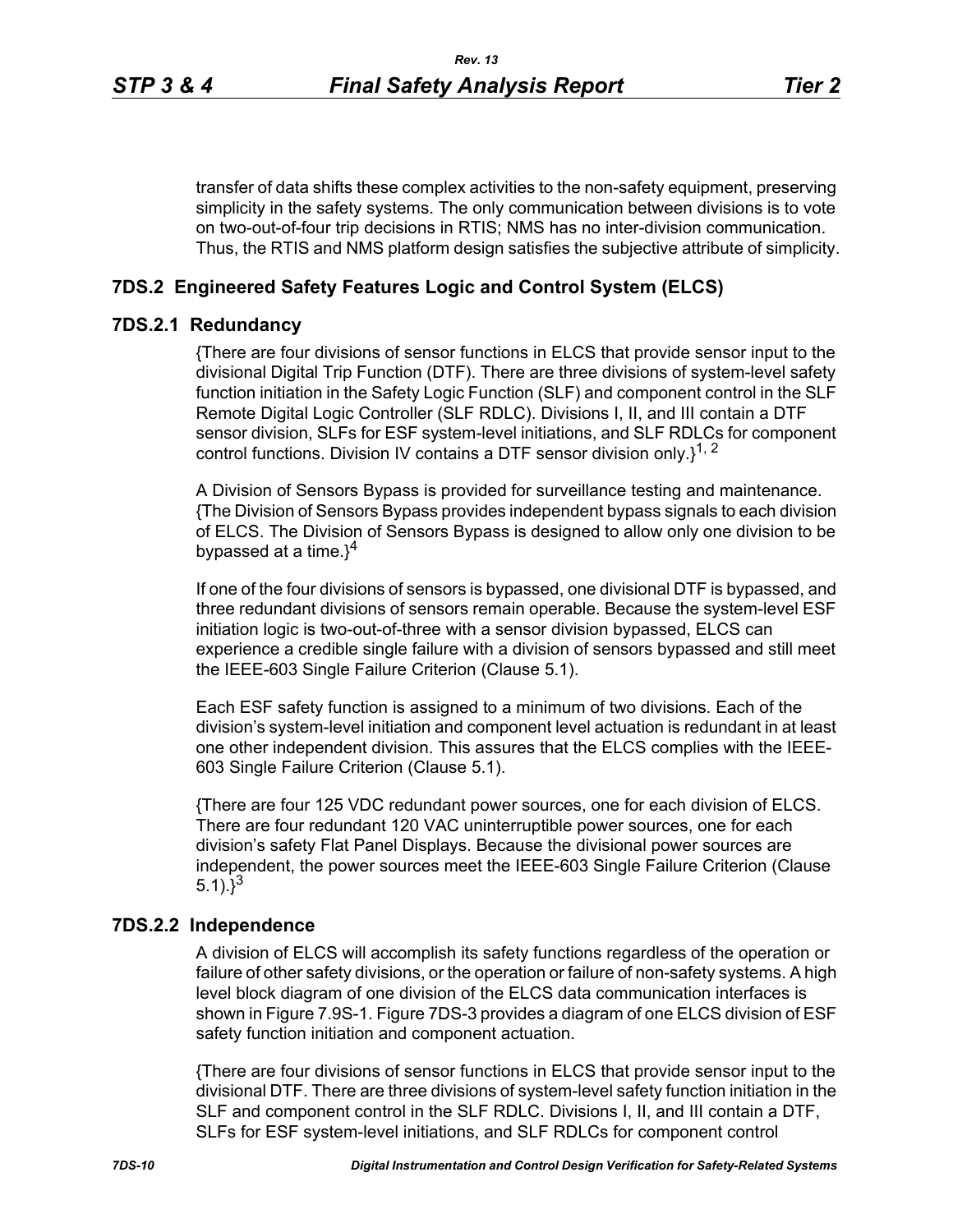transfer of data shifts these complex activities to the non-safety equipment, preserving simplicity in the safety systems. The only communication between divisions is to vote on two-out-of-four trip decisions in RTIS; NMS has no inter-division communication. Thus, the RTIS and NMS platform design satisfies the subjective attribute of simplicity.

## 7DS.2 Engineered Safety Features Logic and Control System (ELCS)

### 7DS.2.1 Redundancy

{There are four divisions of sensor functions in ELCS that provide sensor input to the divisional Digital Trip Function (DTF). There are three divisions of system-level safety function initiation in the Safety Logic Function (SLF) and component control in the SLF Remote Digital Logic Controller (SLF RDLC). Divisions I, II, and III contain a DTF sensor division, SLFs for ESF system-level initiations, and SLF RDLCs for component control functions. Division IV contains a DTF sensor division only.}[1, 2]

A Division of Sensors Bypass is provided for surveillance testing and maintenance. {The Division of Sensors Bypass provides independent bypass signals to each division of ELCS. The Division of Sensors Bypass is designed to allow only one division to be bypassed at a time.}[4]

If one of the four divisions of sensors is bypassed, one divisional DTF is bypassed, and three redundant divisions of sensors remain operable. Because the system-level ESF initiation logic is two-out-of-three with a sensor division bypassed, ELCS can experience a credible single failure with a division of sensors bypassed and still meet the IEEE-603 Single Failure Criterion (Clause 5.1).

Each ESF safety function is assigned to a minimum of two divisions. Each of the division's system-level initiation and component level actuation is redundant in at least one other independent division. This assures that the ELCS complies with the IEEE-603 Single Failure Criterion (Clause 5.1).

{There are four 125 VDC redundant power sources, one for each division of ELCS. There are four redundant 120 VAC uninterruptible power sources, one for each division's safety Flat Panel Displays. Because the divisional power sources are independent, the power sources meet the IEEE-603 Single Failure Criterion (Clause 5.1).}[3]

### 7DS.2.2 Independence

A division of ELCS will accomplish its safety functions regardless of the operation or failure of other safety divisions, or the operation or failure of non-safety systems. A high level block diagram of one division of the ELCS data communication interfaces is shown in Figure 7.9S-1. Figure 7DS-3 provides a diagram of one ELCS division of ESF safety function initiation and component actuation.

{There are four divisions of sensor functions in ELCS that provide sensor input to the divisional DTF. There are three divisions of system-level safety function initiation in the SLF and component control in the SLF RDLC. Divisions I, II, and III contain a DTF, SLFs for ESF system-level initiations, and SLF RDLCs for component control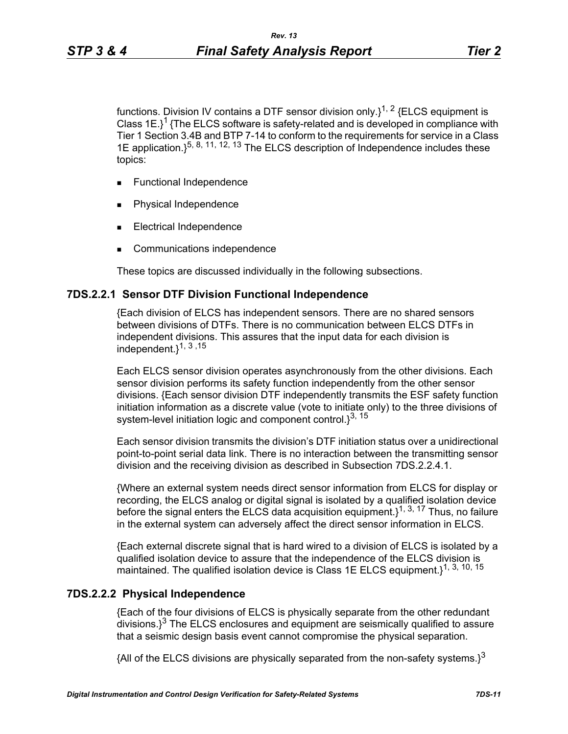functions. Division IV contains a DTF sensor division only.}[1, 2] {ELCS equipment is Class 1E.}[1] {The ELCS software is safety-related and is developed in compliance with Tier 1 Section 3.4B and BTP 7-14 to conform to the requirements for service in a Class 1E application.}[5, 8, 11, 12, 13] The ELCS description of Independence includes these topics:

- Functional Independence
- Physical Independence
- Electrical Independence
- Communications independence

These topics are discussed individually in the following subsections.

### 7DS.2.2.1 Sensor DTF Division Functional Independence

{Each division of ELCS has independent sensors. There are no shared sensors between divisions of DTFs. There is no communication between ELCS DTFs in independent divisions. This assures that the input data for each division is independent.}[1, 3, 15]

Each ELCS sensor division operates asynchronously from the other divisions. Each sensor division performs its safety function independently from the other sensor divisions. {Each sensor division DTF independently transmits the ESF safety function initiation information as a discrete value (vote to initiate only) to the three divisions of system-level initiation logic and component control.}[3, 15]

Each sensor division transmits the division's DTF initiation status over a unidirectional point-to-point serial data link. There is no interaction between the transmitting sensor division and the receiving division as described in Subsection 7DS.2.2.4.1.

{Where an external system needs direct sensor information from ELCS for display or recording, the ELCS analog or digital signal is isolated by a qualified isolation device before the signal enters the ELCS data acquisition equipment.}[1, 3, 17] Thus, no failure in the external system can adversely affect the direct sensor information in ELCS.

{Each external discrete signal that is hard wired to a division of ELCS is isolated by a qualified isolation device to assure that the independence of the ELCS division is maintained. The qualified isolation device is Class 1E ELCS equipment.}[1, 3, 10, 15]

### 7DS.2.2.2 Physical Independence

{Each of the four divisions of ELCS is physically separate from the other redundant divisions.}[3] The ELCS enclosures and equipment are seismically qualified to assure that a seismic design basis event cannot compromise the physical separation.

{All of the ELCS divisions are physically separated from the non-safety systems.}[3]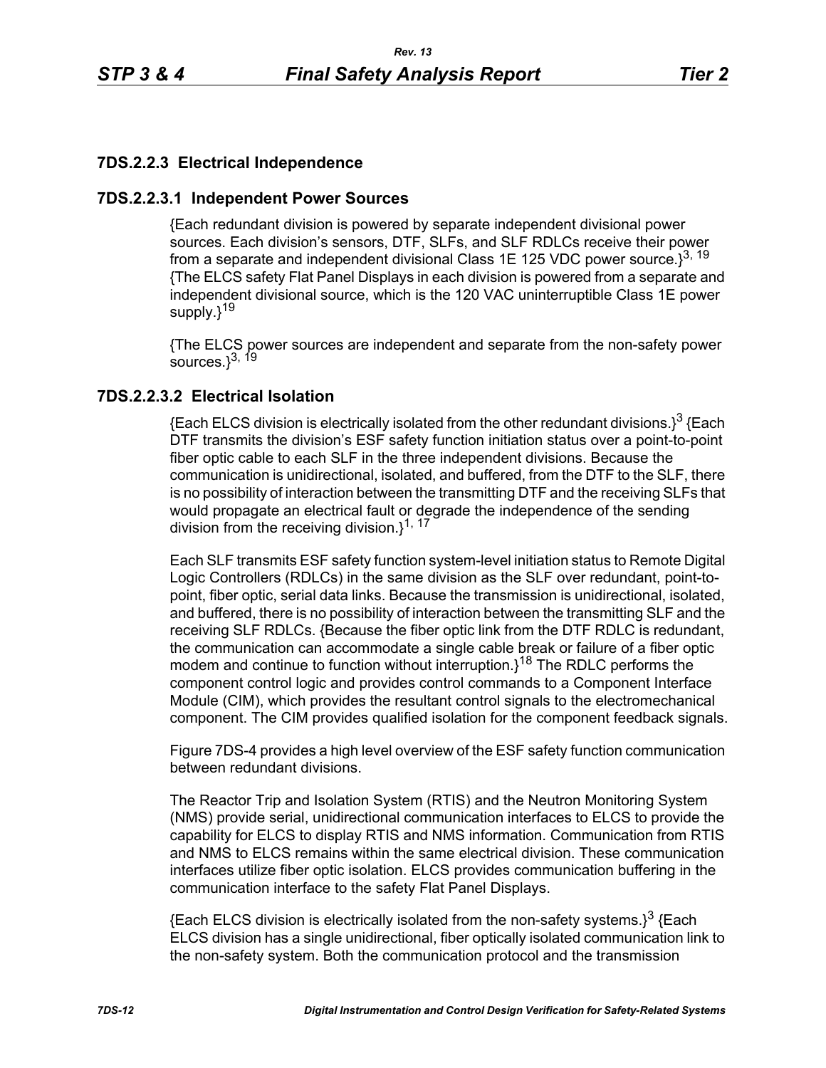### 7DS.2.2.3 Electrical Independence

#### 7DS.2.2.3.1 Independent Power Sources

{Each redundant division is powered by separate independent divisional power sources. Each division's sensors, DTF, SLFs, and SLF RDLCs receive their power from a separate and independent divisional Class 1E 125 VDC power source.}[3, 19] {The ELCS safety Flat Panel Displays in each division is powered from a separate and independent divisional source, which is the 120 VAC uninterruptible Class 1E power supply.}[19]

{The ELCS power sources are independent and separate from the non-safety power sources.}[3, 19]

#### 7DS.2.2.3.2 Electrical Isolation

{Each ELCS division is electrically isolated from the other redundant divisions.}[3] {Each DTF transmits the division's ESF safety function initiation status over a point-to-point fiber optic cable to each SLF in the three independent divisions. Because the communication is unidirectional, isolated, and buffered, from the DTF to the SLF, there is no possibility of interaction between the transmitting DTF and the receiving SLFs that would propagate an electrical fault or degrade the independence of the sending division from the receiving division.}[1, 17]

Each SLF transmits ESF safety function system-level initiation status to Remote Digital Logic Controllers (RDLCs) in the same division as the SLF over redundant, point-to-point, fiber optic, serial data links. Because the transmission is unidirectional, isolated, and buffered, there is no possibility of interaction between the transmitting SLF and the receiving SLF RDLCs. {Because the fiber optic link from the DTF RDLC is redundant, the communication can accommodate a single cable break or failure of a fiber optic modem and continue to function without interruption.}[18] The RDLC performs the component control logic and provides control commands to a Component Interface Module (CIM), which provides the resultant control signals to the electromechanical component. The CIM provides qualified isolation for the component feedback signals.

Figure 7DS-4 provides a high level overview of the ESF safety function communication between redundant divisions.

The Reactor Trip and Isolation System (RTIS) and the Neutron Monitoring System (NMS) provide serial, unidirectional communication interfaces to ELCS to provide the capability for ELCS to display RTIS and NMS information. Communication from RTIS and NMS to ELCS remains within the same electrical division. These communication interfaces utilize fiber optic isolation. ELCS provides communication buffering in the communication interface to the safety Flat Panel Displays.

{Each ELCS division is electrically isolated from the non-safety systems.}[3] {Each ELCS division has a single unidirectional, fiber optically isolated communication link to the non-safety system. Both the communication protocol and the transmission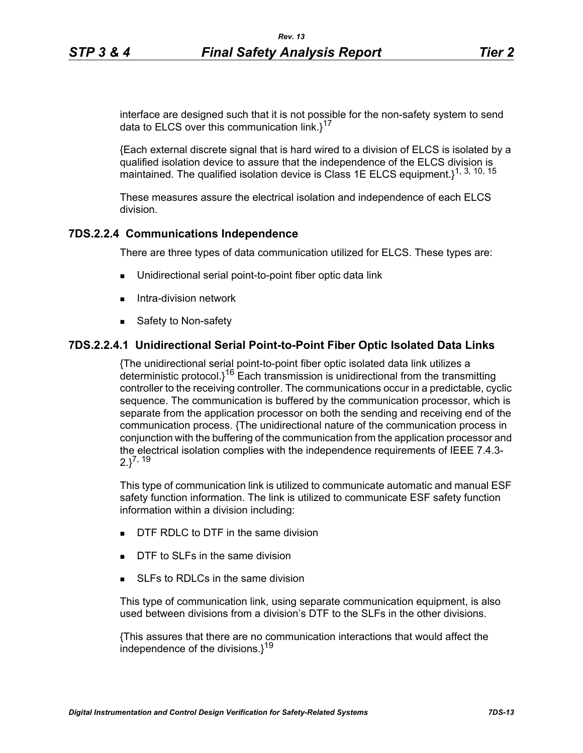interface are designed such that it is not possible for the non-safety system to send data to ELCS over this communication link.}[17]

{Each external discrete signal that is hard wired to a division of ELCS is isolated by a qualified isolation device to assure that the independence of the ELCS division is maintained. The qualified isolation device is Class 1E ELCS equipment.}[1, 3, 10, 15]

These measures assure the electrical isolation and independence of each ELCS division.

### 7DS.2.2.4 Communications Independence

There are three types of data communication utilized for ELCS. These types are:

- Unidirectional serial point-to-point fiber optic data link
- Intra-division network
- Safety to Non-safety

#### 7DS.2.2.4.1 Unidirectional Serial Point-to-Point Fiber Optic Isolated Data Links

{The unidirectional serial point-to-point fiber optic isolated data link utilizes a deterministic protocol.}[16] Each transmission is unidirectional from the transmitting controller to the receiving controller. The communications occur in a predictable, cyclic sequence. The communication is buffered by the communication processor, which is separate from the application processor on both the sending and receiving end of the communication process. {The unidirectional nature of the communication process in conjunction with the buffering of the communication from the application processor and the electrical isolation complies with the independence requirements of IEEE 7.4.3-2.}[7, 19]

This type of communication link is utilized to communicate automatic and manual ESF safety function information. The link is utilized to communicate ESF safety function information within a division including:

- DTF RDLC to DTF in the same division
- DTF to SLFs in the same division
- SLFs to RDLCs in the same division

This type of communication link, using separate communication equipment, is also used between divisions from a division's DTF to the SLFs in the other divisions.

{This assures that there are no communication interactions that would affect the independence of the divisions.}[19]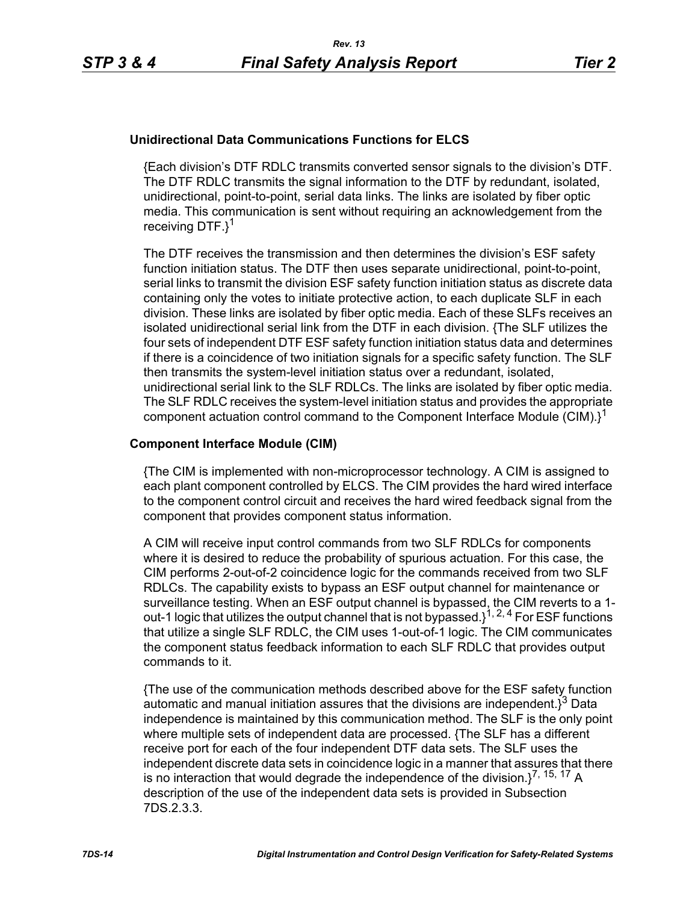**Unidirectional Data Communications Functions for ELCS**

{Each division's DTF RDLC transmits converted sensor signals to the division's DTF. The DTF RDLC transmits the signal information to the DTF by redundant, isolated, unidirectional, point-to-point, serial data links. The links are isolated by fiber optic media. This communication is sent without requiring an acknowledgement from the receiving DTF.}[1]

The DTF receives the transmission and then determines the division's ESF safety function initiation status. The DTF then uses separate unidirectional, point-to-point, serial links to transmit the division ESF safety function initiation status as discrete data containing only the votes to initiate protective action, to each duplicate SLF in each division. These links are isolated by fiber optic media. Each of these SLFs receives an isolated unidirectional serial link from the DTF in each division. {The SLF utilizes the four sets of independent DTF ESF safety function initiation status data and determines if there is a coincidence of two initiation signals for a specific safety function. The SLF then transmits the system-level initiation status over a redundant, isolated, unidirectional serial link to the SLF RDLCs. The links are isolated by fiber optic media. The SLF RDLC receives the system-level initiation status and provides the appropriate component actuation control command to the Component Interface Module (CIM).}[1]

**Component Interface Module (CIM)**

{The CIM is implemented with non-microprocessor technology. A CIM is assigned to each plant component controlled by ELCS. The CIM provides the hard wired interface to the component control circuit and receives the hard wired feedback signal from the component that provides component status information.

A CIM will receive input control commands from two SLF RDLCs for components where it is desired to reduce the probability of spurious actuation. For this case, the CIM performs 2-out-of-2 coincidence logic for the commands received from two SLF RDLCs. The capability exists to bypass an ESF output channel for maintenance or surveillance testing. When an ESF output channel is bypassed, the CIM reverts to a 1-out-1 logic that utilizes the output channel that is not bypassed.}[1, 2, 4] For ESF functions that utilize a single SLF RDLC, the CIM uses 1-out-of-1 logic. The CIM communicates the component status feedback information to each SLF RDLC that provides output commands to it.

{The use of the communication methods described above for the ESF safety function automatic and manual initiation assures that the divisions are independent.}[3] Data independence is maintained by this communication method. The SLF is the only point where multiple sets of independent data are processed. {The SLF has a different receive port for each of the four independent DTF data sets. The SLF uses the independent discrete data sets in coincidence logic in a manner that assures that there is no interaction that would degrade the independence of the division.}[7, 15, 17] A description of the use of the independent data sets is provided in Subsection 7DS.2.3.3.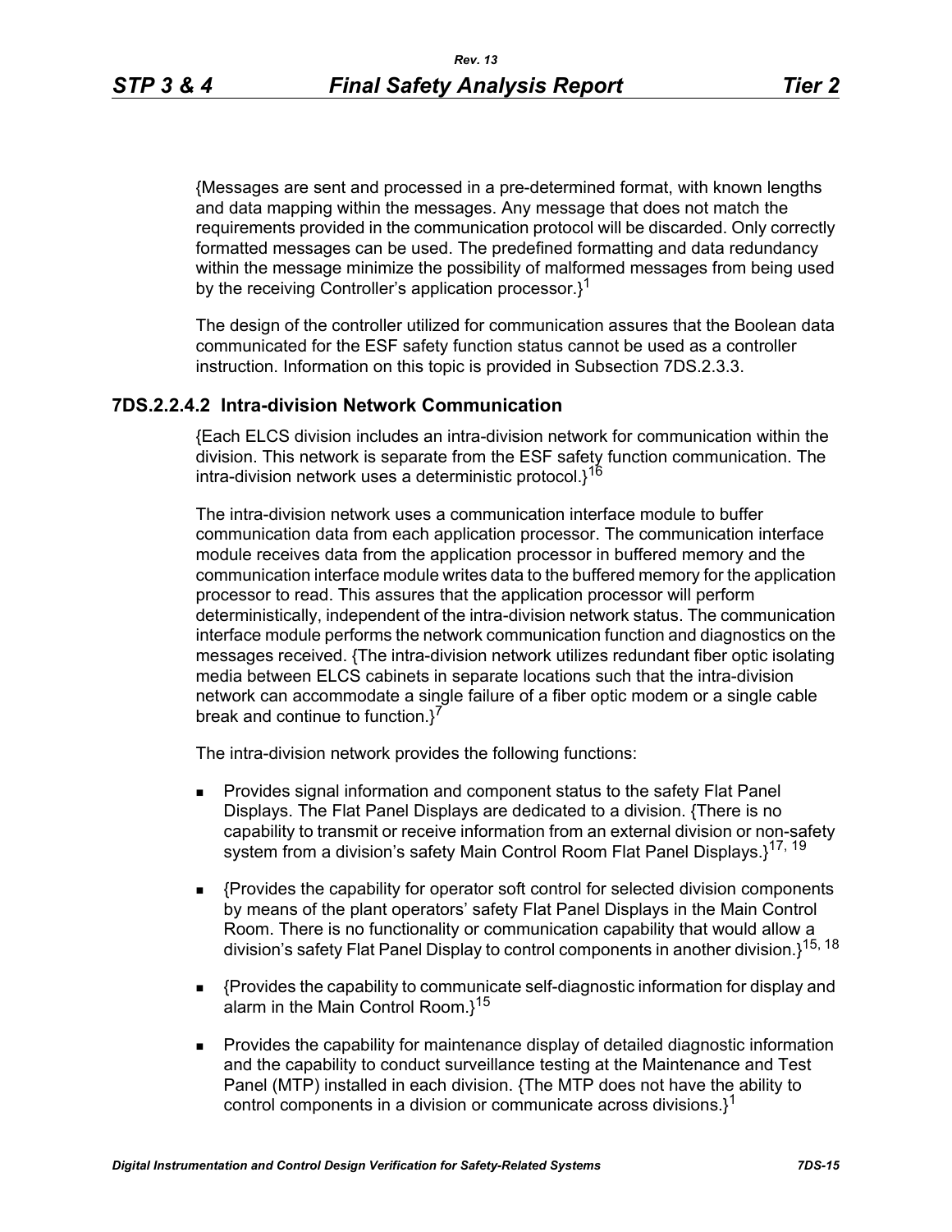{Messages are sent and processed in a pre-determined format, with known lengths and data mapping within the messages. Any message that does not match the requirements provided in the communication protocol will be discarded. Only correctly formatted messages can be used. The predefined formatting and data redundancy within the message minimize the possibility of malformed messages from being used by the receiving Controller's application processor.}[1]

The design of the controller utilized for communication assures that the Boolean data communicated for the ESF safety function status cannot be used as a controller instruction. Information on this topic is provided in Subsection 7DS.2.3.3.

### 7DS.2.2.4.2 Intra-division Network Communication

{Each ELCS division includes an intra-division network for communication within the division. This network is separate from the ESF safety function communication. The intra-division network uses a deterministic protocol.}[16]

The intra-division network uses a communication interface module to buffer communication data from each application processor. The communication interface module receives data from the application processor in buffered memory and the communication interface module writes data to the buffered memory for the application processor to read. This assures that the application processor will perform deterministically, independent of the intra-division network status. The communication interface module performs the network communication function and diagnostics on the messages received. {The intra-division network utilizes redundant fiber optic isolating media between ELCS cabinets in separate locations such that the intra-division network can accommodate a single failure of a fiber optic modem or a single cable break and continue to function.}[7]

The intra-division network provides the following functions:

- Provides signal information and component status to the safety Flat Panel Displays. The Flat Panel Displays are dedicated to a division. {There is no capability to transmit or receive information from an external division or non-safety system from a division's safety Main Control Room Flat Panel Displays.}[17, 19]
- {Provides the capability for operator soft control for selected division components by means of the plant operators' safety Flat Panel Displays in the Main Control Room. There is no functionality or communication capability that would allow a division's safety Flat Panel Display to control components in another division.}[15, 18]
- {Provides the capability to communicate self-diagnostic information for display and alarm in the Main Control Room.}[15]
- Provides the capability for maintenance display of detailed diagnostic information and the capability to conduct surveillance testing at the Maintenance and Test Panel (MTP) installed in each division. {The MTP does not have the ability to control components in a division or communicate across divisions.}[1]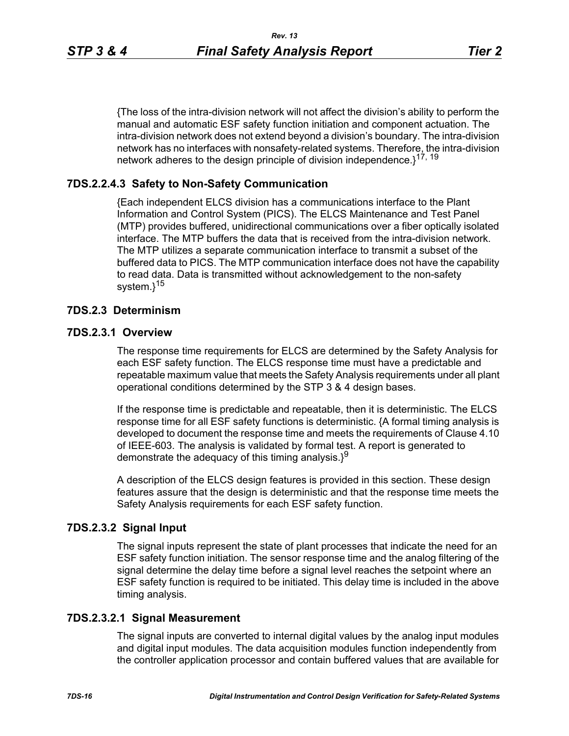{The loss of the intra-division network will not affect the division's ability to perform the manual and automatic ESF safety function initiation and component actuation. The intra-division network does not extend beyond a division's boundary. The intra-division network has no interfaces with nonsafety-related systems. Therefore, the intra-division network adheres to the design principle of division independence.}[17, 19]

### 7DS.2.2.4.3 Safety to Non-Safety Communication

{Each independent ELCS division has a communications interface to the Plant Information and Control System (PICS). The ELCS Maintenance and Test Panel (MTP) provides buffered, unidirectional communications over a fiber optically isolated interface. The MTP buffers the data that is received from the intra-division network. The MTP utilizes a separate communication interface to transmit a subset of the buffered data to PICS. The MTP communication interface does not have the capability to read data. Data is transmitted without acknowledgement to the non-safety system.}[15]

## 7DS.2.3 Determinism

### 7DS.2.3.1 Overview

The response time requirements for ELCS are determined by the Safety Analysis for each ESF safety function. The ELCS response time must have a predictable and repeatable maximum value that meets the Safety Analysis requirements under all plant operational conditions determined by the STP 3 & 4 design bases.

If the response time is predictable and repeatable, then it is deterministic. The ELCS response time for all ESF safety functions is deterministic. {A formal timing analysis is developed to document the response time and meets the requirements of Clause 4.10 of IEEE-603. The analysis is validated by formal test. A report is generated to demonstrate the adequacy of this timing analysis.}[9]

A description of the ELCS design features is provided in this section. These design features assure that the design is deterministic and that the response time meets the Safety Analysis requirements for each ESF safety function.

### 7DS.2.3.2 Signal Input

The signal inputs represent the state of plant processes that indicate the need for an ESF safety function initiation. The sensor response time and the analog filtering of the signal determine the delay time before a signal level reaches the setpoint where an ESF safety function is required to be initiated. This delay time is included in the above timing analysis.

### 7DS.2.3.2.1 Signal Measurement

The signal inputs are converted to internal digital values by the analog input modules and digital input modules. The data acquisition modules function independently from the controller application processor and contain buffered values that are available for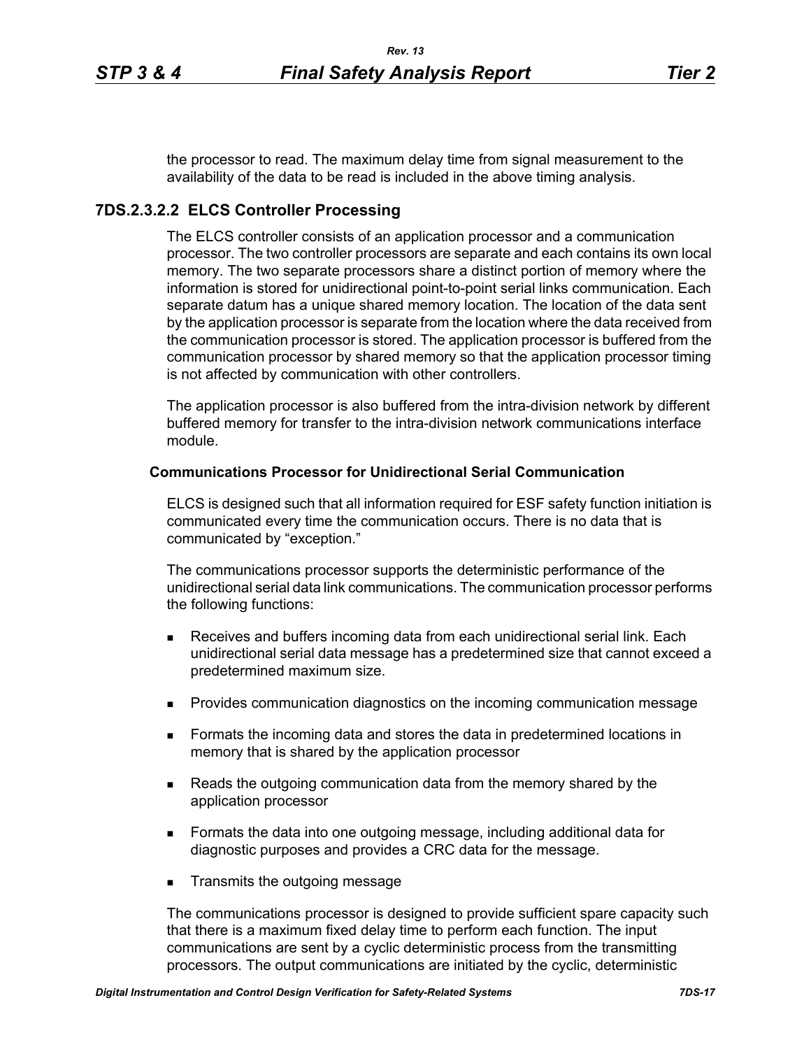the processor to read. The maximum delay time from signal measurement to the availability of the data to be read is included in the above timing analysis.

### 7DS.2.3.2.2 ELCS Controller Processing

The ELCS controller consists of an application processor and a communication processor. The two controller processors are separate and each contains its own local memory. The two separate processors share a distinct portion of memory where the information is stored for unidirectional point-to-point serial links communication. Each separate datum has a unique shared memory location. The location of the data sent by the application processor is separate from the location where the data received from the communication processor is stored. The application processor is buffered from the communication processor by shared memory so that the application processor timing is not affected by communication with other controllers.

The application processor is also buffered from the intra-division network by different buffered memory for transfer to the intra-division network communications interface module.

**Communications Processor for Unidirectional Serial Communication**

ELCS is designed such that all information required for ESF safety function initiation is communicated every time the communication occurs. There is no data that is communicated by "exception."

The communications processor supports the deterministic performance of the unidirectional serial data link communications. The communication processor performs the following functions:

- Receives and buffers incoming data from each unidirectional serial link. Each unidirectional serial data message has a predetermined size that cannot exceed a predetermined maximum size.
- Provides communication diagnostics on the incoming communication message
- Formats the incoming data and stores the data in predetermined locations in memory that is shared by the application processor
- Reads the outgoing communication data from the memory shared by the application processor
- Formats the data into one outgoing message, including additional data for diagnostic purposes and provides a CRC data for the message.
- Transmits the outgoing message

The communications processor is designed to provide sufficient spare capacity such that there is a maximum fixed delay time to perform each function. The input communications are sent by a cyclic deterministic process from the transmitting processors. The output communications are initiated by the cyclic, deterministic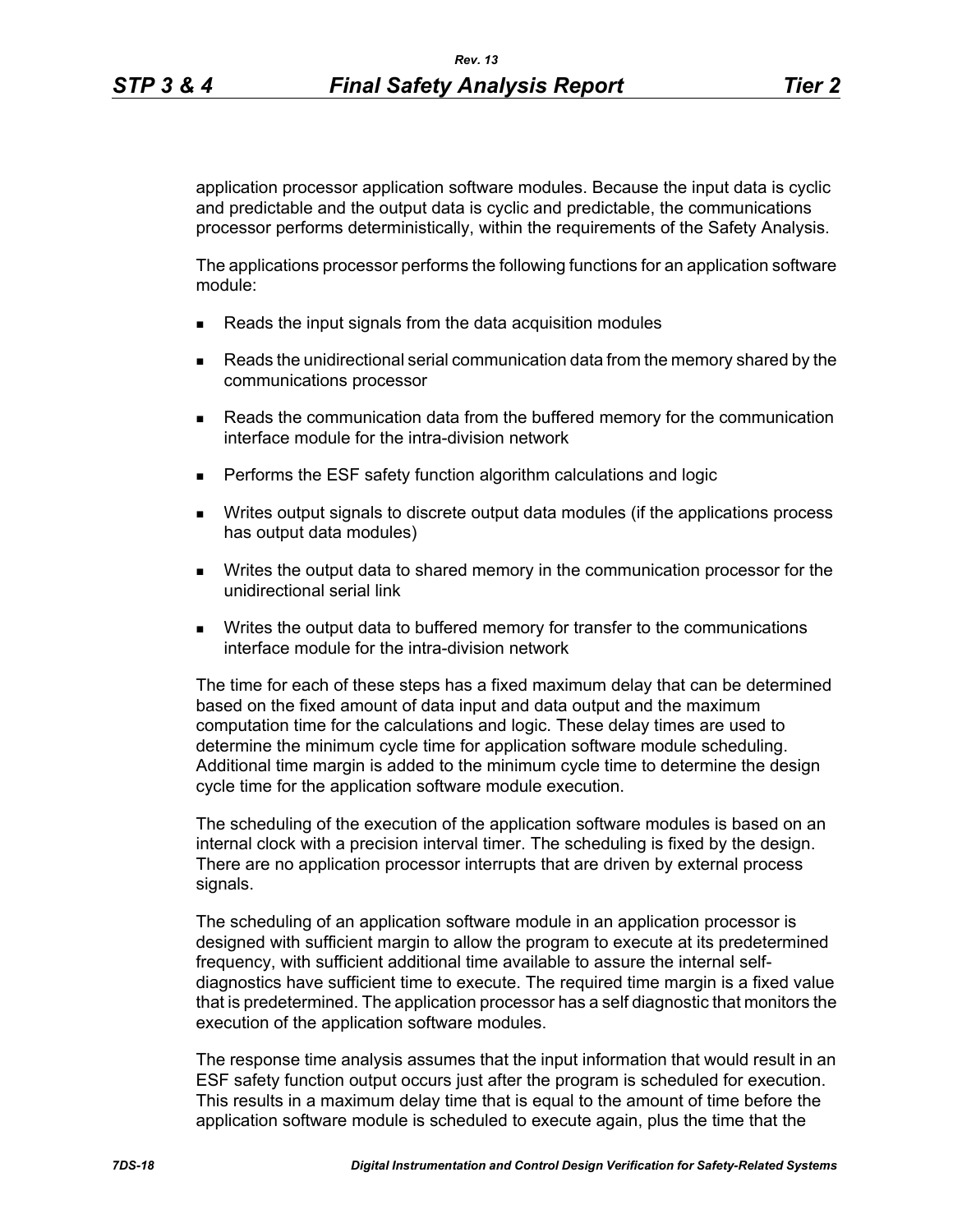application processor application software modules. Because the input data is cyclic and predictable and the output data is cyclic and predictable, the communications processor performs deterministically, within the requirements of the Safety Analysis.

The applications processor performs the following functions for an application software module:

- Reads the input signals from the data acquisition modules
- Reads the unidirectional serial communication data from the memory shared by the communications processor
- Reads the communication data from the buffered memory for the communication interface module for the intra-division network
- Performs the ESF safety function algorithm calculations and logic
- Writes output signals to discrete output data modules (if the applications process has output data modules)
- Writes the output data to shared memory in the communication processor for the unidirectional serial link
- Writes the output data to buffered memory for transfer to the communications interface module for the intra-division network

The time for each of these steps has a fixed maximum delay that can be determined based on the fixed amount of data input and data output and the maximum computation time for the calculations and logic. These delay times are used to determine the minimum cycle time for application software module scheduling. Additional time margin is added to the minimum cycle time to determine the design cycle time for the application software module execution.

The scheduling of the execution of the application software modules is based on an internal clock with a precision interval timer. The scheduling is fixed by the design. There are no application processor interrupts that are driven by external process signals.

The scheduling of an application software module in an application processor is designed with sufficient margin to allow the program to execute at its predetermined frequency, with sufficient additional time available to assure the internal self-diagnostics have sufficient time to execute. The required time margin is a fixed value that is predetermined. The application processor has a self diagnostic that monitors the execution of the application software modules.

The response time analysis assumes that the input information that would result in an ESF safety function output occurs just after the program is scheduled for execution. This results in a maximum delay time that is equal to the amount of time before the application software module is scheduled to execute again, plus the time that the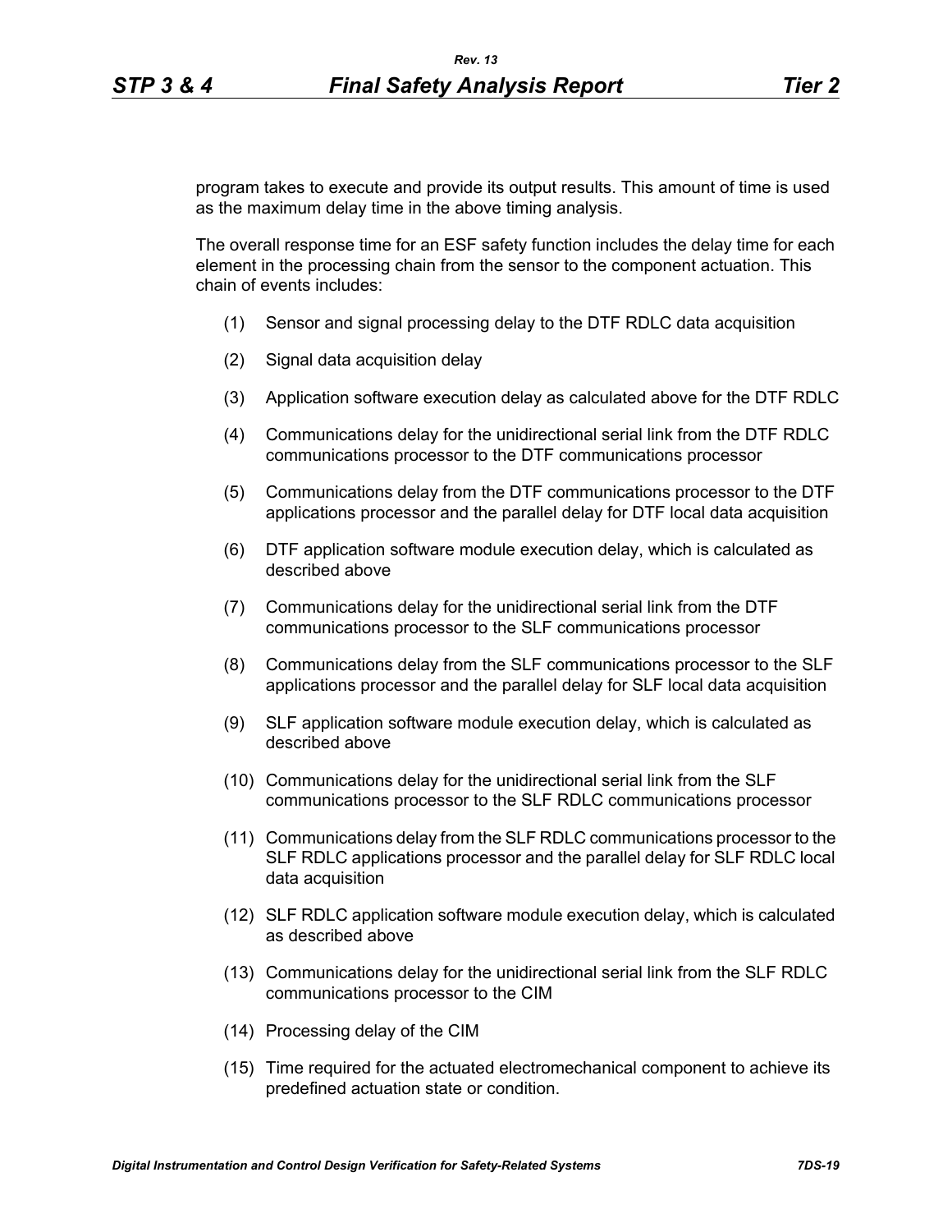program takes to execute and provide its output results. This amount of time is used as the maximum delay time in the above timing analysis.

The overall response time for an ESF safety function includes the delay time for each element in the processing chain from the sensor to the component actuation. This chain of events includes:

(1) Sensor and signal processing delay to the DTF RDLC data acquisition

(2) Signal data acquisition delay

(3) Application software execution delay as calculated above for the DTF RDLC

(4) Communications delay for the unidirectional serial link from the DTF RDLC communications processor to the DTF communications processor

(5) Communications delay from the DTF communications processor to the DTF applications processor and the parallel delay for DTF local data acquisition

(6) DTF application software module execution delay, which is calculated as described above

(7) Communications delay for the unidirectional serial link from the DTF communications processor to the SLF communications processor

(8) Communications delay from the SLF communications processor to the SLF applications processor and the parallel delay for SLF local data acquisition

(9) SLF application software module execution delay, which is calculated as described above

(10) Communications delay for the unidirectional serial link from the SLF communications processor to the SLF RDLC communications processor

(11) Communications delay from the SLF RDLC communications processor to the SLF RDLC applications processor and the parallel delay for SLF RDLC local data acquisition

(12) SLF RDLC application software module execution delay, which is calculated as described above

(13) Communications delay for the unidirectional serial link from the SLF RDLC communications processor to the CIM

(14) Processing delay of the CIM

(15) Time required for the actuated electromechanical component to achieve its predefined actuation state or condition.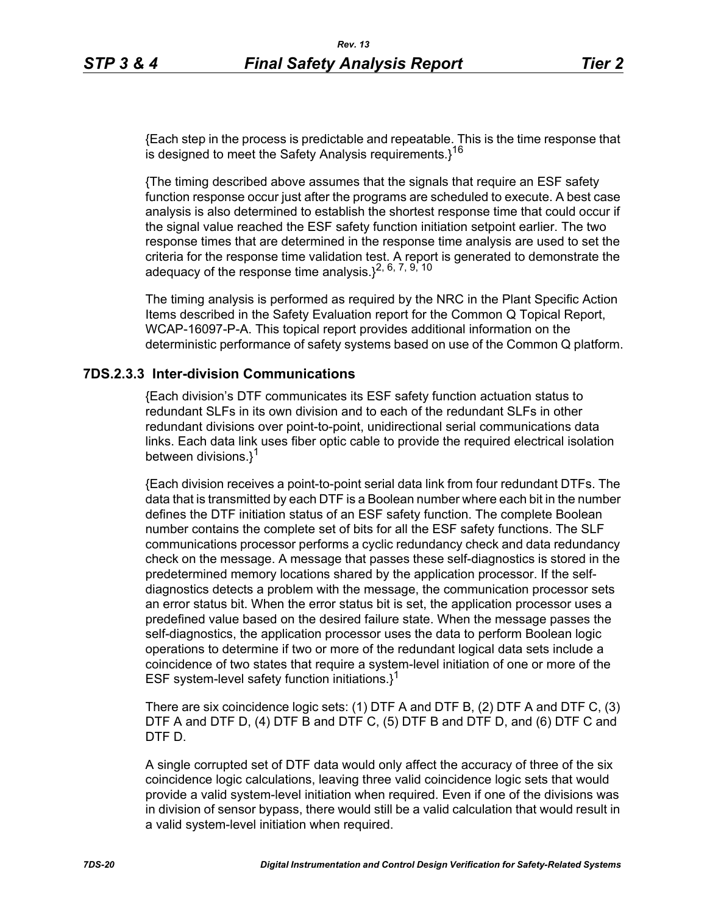{Each step in the process is predictable and repeatable. This is the time response that is designed to meet the Safety Analysis requirements.}[16]

{The timing described above assumes that the signals that require an ESF safety function response occur just after the programs are scheduled to execute. A best case analysis is also determined to establish the shortest response time that could occur if the signal value reached the ESF safety function initiation setpoint earlier. The two response times that are determined in the response time analysis are used to set the criteria for the response time validation test. A report is generated to demonstrate the adequacy of the response time analysis.}[2, 6, 7, 9, 10]

The timing analysis is performed as required by the NRC in the Plant Specific Action Items described in the Safety Evaluation report for the Common Q Topical Report, WCAP-16097-P-A. This topical report provides additional information on the deterministic performance of safety systems based on use of the Common Q platform.

### 7DS.2.3.3 Inter-division Communications

{Each division's DTF communicates its ESF safety function actuation status to redundant SLFs in its own division and to each of the redundant SLFs in other redundant divisions over point-to-point, unidirectional serial communications data links. Each data link uses fiber optic cable to provide the required electrical isolation between divisions.}[1]

{Each division receives a point-to-point serial data link from four redundant DTFs. The data that is transmitted by each DTF is a Boolean number where each bit in the number defines the DTF initiation status of an ESF safety function. The complete Boolean number contains the complete set of bits for all the ESF safety functions. The SLF communications processor performs a cyclic redundancy check and data redundancy check on the message. A message that passes these self-diagnostics is stored in the predetermined memory locations shared by the application processor. If the self-diagnostics detects a problem with the message, the communication processor sets an error status bit. When the error status bit is set, the application processor uses a predefined value based on the desired failure state. When the message passes the self-diagnostics, the application processor uses the data to perform Boolean logic operations to determine if two or more of the redundant logical data sets include a coincidence of two states that require a system-level initiation of one or more of the ESF system-level safety function initiations.}[1]

There are six coincidence logic sets: (1) DTF A and DTF B, (2) DTF A and DTF C, (3) DTF A and DTF D, (4) DTF B and DTF C, (5) DTF B and DTF D, and (6) DTF C and DTF D.

A single corrupted set of DTF data would only affect the accuracy of three of the six coincidence logic calculations, leaving three valid coincidence logic sets that would provide a valid system-level initiation when required. Even if one of the divisions was in division of sensor bypass, there would still be a valid calculation that would result in a valid system-level initiation when required.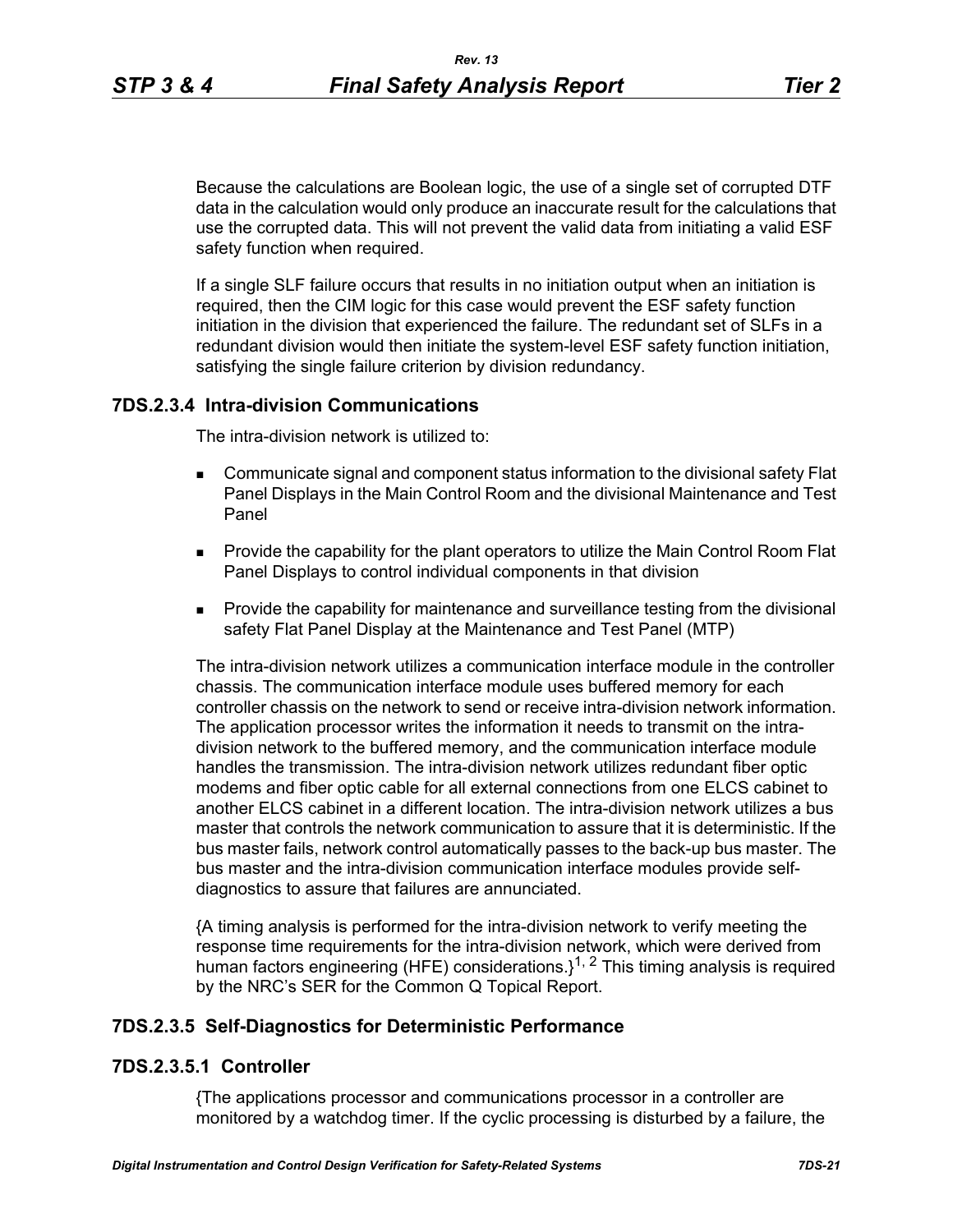Because the calculations are Boolean logic, the use of a single set of corrupted DTF data in the calculation would only produce an inaccurate result for the calculations that use the corrupted data. This will not prevent the valid data from initiating a valid ESF safety function when required.

If a single SLF failure occurs that results in no initiation output when an initiation is required, then the CIM logic for this case would prevent the ESF safety function initiation in the division that experienced the failure. The redundant set of SLFs in a redundant division would then initiate the system-level ESF safety function initiation, satisfying the single failure criterion by division redundancy.

### 7DS.2.3.4 Intra-division Communications

The intra-division network is utilized to:

- Communicate signal and component status information to the divisional safety Flat Panel Displays in the Main Control Room and the divisional Maintenance and Test Panel
- Provide the capability for the plant operators to utilize the Main Control Room Flat Panel Displays to control individual components in that division
- Provide the capability for maintenance and surveillance testing from the divisional safety Flat Panel Display at the Maintenance and Test Panel (MTP)

The intra-division network utilizes a communication interface module in the controller chassis. The communication interface module uses buffered memory for each controller chassis on the network to send or receive intra-division network information. The application processor writes the information it needs to transmit on the intra-division network to the buffered memory, and the communication interface module handles the transmission. The intra-division network utilizes redundant fiber optic modems and fiber optic cable for all external connections from one ELCS cabinet to another ELCS cabinet in a different location. The intra-division network utilizes a bus master that controls the network communication to assure that it is deterministic. If the bus master fails, network control automatically passes to the back-up bus master. The bus master and the intra-division communication interface modules provide self-diagnostics to assure that failures are annunciated.

{A timing analysis is performed for the intra-division network to verify meeting the response time requirements for the intra-division network, which were derived from human factors engineering (HFE) considerations.}[1, 2] This timing analysis is required by the NRC's SER for the Common Q Topical Report.

### 7DS.2.3.5 Self-Diagnostics for Deterministic Performance

#### 7DS.2.3.5.1 Controller

{The applications processor and communications processor in a controller are monitored by a watchdog timer. If the cyclic processing is disturbed by a failure, the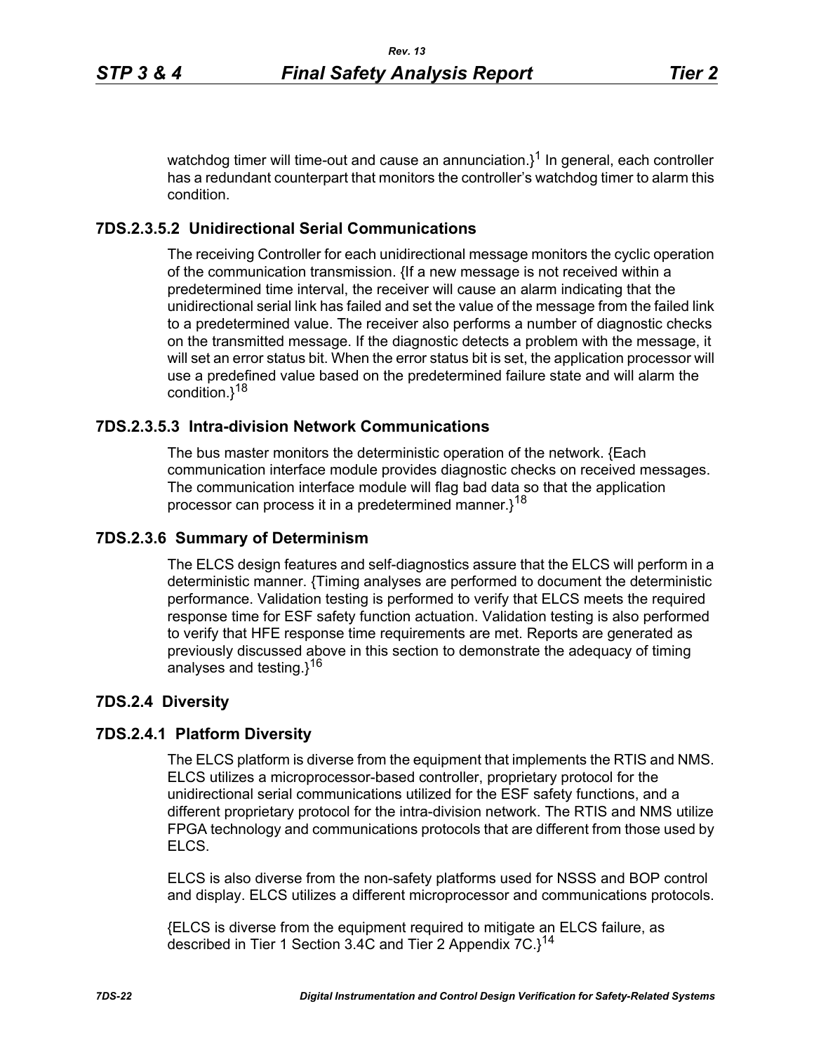watchdog timer will time-out and cause an annunciation.}[1] In general, each controller has a redundant counterpart that monitors the controller's watchdog timer to alarm this condition.

### 7DS.2.3.5.2 Unidirectional Serial Communications

The receiving Controller for each unidirectional message monitors the cyclic operation of the communication transmission. {If a new message is not received within a predetermined time interval, the receiver will cause an alarm indicating that the unidirectional serial link has failed and set the value of the message from the failed link to a predetermined value. The receiver also performs a number of diagnostic checks on the transmitted message. If the diagnostic detects a problem with the message, it will set an error status bit. When the error status bit is set, the application processor will use a predefined value based on the predetermined failure state and will alarm the condition.}[18]

### 7DS.2.3.5.3 Intra-division Network Communications

The bus master monitors the deterministic operation of the network. {Each communication interface module provides diagnostic checks on received messages. The communication interface module will flag bad data so that the application processor can process it in a predetermined manner.}[18]

### 7DS.2.3.6 Summary of Determinism

The ELCS design features and self-diagnostics assure that the ELCS will perform in a deterministic manner. {Timing analyses are performed to document the deterministic performance. Validation testing is performed to verify that ELCS meets the required response time for ESF safety function actuation. Validation testing is also performed to verify that HFE response time requirements are met. Reports are generated as previously discussed above in this section to demonstrate the adequacy of timing analyses and testing.}[16]

## 7DS.2.4 Diversity

### 7DS.2.4.1 Platform Diversity

The ELCS platform is diverse from the equipment that implements the RTIS and NMS. ELCS utilizes a microprocessor-based controller, proprietary protocol for the unidirectional serial communications utilized for the ESF safety functions, and a different proprietary protocol for the intra-division network. The RTIS and NMS utilize FPGA technology and communications protocols that are different from those used by ELCS.

ELCS is also diverse from the non-safety platforms used for NSSS and BOP control and display. ELCS utilizes a different microprocessor and communications protocols.

{ELCS is diverse from the equipment required to mitigate an ELCS failure, as described in Tier 1 Section 3.4C and Tier 2 Appendix 7C.}[14]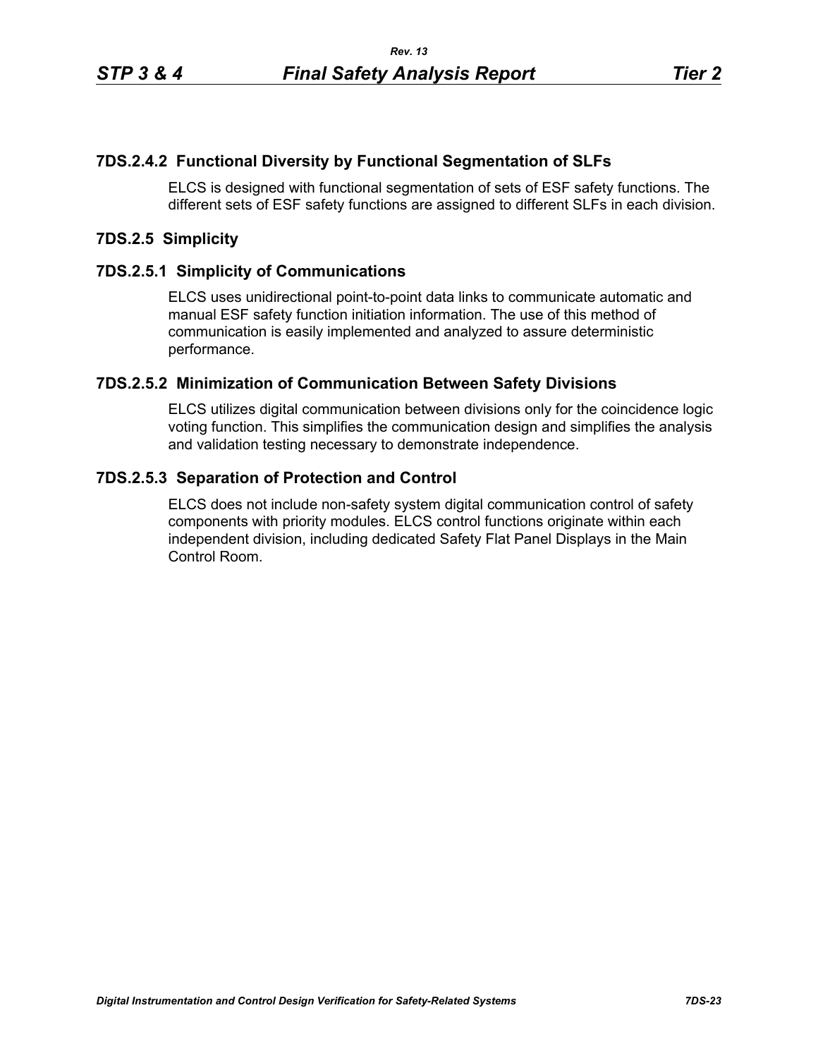### 7DS.2.4.2 Functional Diversity by Functional Segmentation of SLFs

ELCS is designed with functional segmentation of sets of ESF safety functions. The different sets of ESF safety functions are assigned to different SLFs in each division.

## 7DS.2.5 Simplicity

### 7DS.2.5.1 Simplicity of Communications

ELCS uses unidirectional point-to-point data links to communicate automatic and manual ESF safety function initiation information. The use of this method of communication is easily implemented and analyzed to assure deterministic performance.

### 7DS.2.5.2 Minimization of Communication Between Safety Divisions

ELCS utilizes digital communication between divisions only for the coincidence logic voting function. This simplifies the communication design and simplifies the analysis and validation testing necessary to demonstrate independence.

### 7DS.2.5.3 Separation of Protection and Control

ELCS does not include non-safety system digital communication control of safety components with priority modules. ELCS control functions originate within each independent division, including dedicated Safety Flat Panel Displays in the Main Control Room.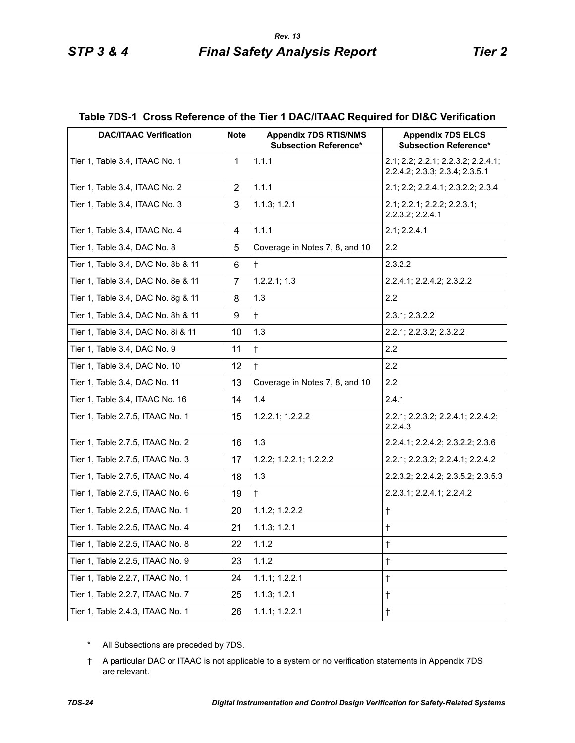**Table 7DS-1 Cross Reference of the Tier 1 DAC/ITAAC Required for DI&C Verification**

| DAC/ITAAC Verification | Note | Appendix 7DS RTIS/NMS Subsection Reference* | Appendix 7DS ELCS Subsection Reference* |
|---|---|---|---|
| Tier 1, Table 3.4, ITAAC No. 1 | 1 | 1.1.1 | 2.1; 2.2; 2.2.1; 2.2.3.2; 2.2.4.1; 2.2.4.2; 2.3.3; 2.3.4; 2.3.5.1 |
| Tier 1, Table 3.4, ITAAC No. 2 | 2 | 1.1.1 | 2.1; 2.2; 2.2.4.1; 2.3.2.2; 2.3.4 |
| Tier 1, Table 3.4, ITAAC No. 3 | 3 | 1.1.3; 1.2.1 | 2.1; 2.2.1; 2.2.2; 2.2.3.1; 2.2.3.2; 2.2.4.1 |
| Tier 1, Table 3.4, ITAAC No. 4 | 4 | 1.1.1 | 2.1; 2.2.4.1 |
| Tier 1, Table 3.4, DAC No. 8 | 5 | Coverage in Notes 7, 8, and 10 | 2.2 |
| Tier 1, Table 3.4, DAC No. 8b & 11 | 6 | † | 2.3.2.2 |
| Tier 1, Table 3.4, DAC No. 8e & 11 | 7 | 1.2.2.1; 1.3 | 2.2.4.1; 2.2.4.2; 2.3.2.2 |
| Tier 1, Table 3.4, DAC No. 8g & 11 | 8 | 1.3 | 2.2 |
| Tier 1, Table 3.4, DAC No. 8h & 11 | 9 | † | 2.3.1; 2.3.2.2 |
| Tier 1, Table 3.4, DAC No. 8i & 11 | 10 | 1.3 | 2.2.1; 2.2.3.2; 2.3.2.2 |
| Tier 1, Table 3.4, DAC No. 9 | 11 | † | 2.2 |
| Tier 1, Table 3.4, DAC No. 10 | 12 | † | 2.2 |
| Tier 1, Table 3.4, DAC No. 11 | 13 | Coverage in Notes 7, 8, and 10 | 2.2 |
| Tier 1, Table 3.4, ITAAC No. 16 | 14 | 1.4 | 2.4.1 |
| Tier 1, Table 2.7.5, ITAAC No. 1 | 15 | 1.2.2.1; 1.2.2.2 | 2.2.1; 2.2.3.2; 2.2.4.1; 2.2.4.2; 2.2.4.3 |
| Tier 1, Table 2.7.5, ITAAC No. 2 | 16 | 1.3 | 2.2.4.1; 2.2.4.2; 2.3.2.2; 2.3.6 |
| Tier 1, Table 2.7.5, ITAAC No. 3 | 17 | 1.2.2; 1.2.2.1; 1.2.2.2 | 2.2.1; 2.2.3.2; 2.2.4.1; 2.2.4.2 |
| Tier 1, Table 2.7.5, ITAAC No. 4 | 18 | 1.3 | 2.2.3.2; 2.2.4.2; 2.3.5.2; 2.3.5.3 |
| Tier 1, Table 2.7.5, ITAAC No. 6 | 19 | † | 2.2.3.1; 2.2.4.1; 2.2.4.2 |
| Tier 1, Table 2.2.5, ITAAC No. 1 | 20 | 1.1.2; 1.2.2.2 | † |
| Tier 1, Table 2.2.5, ITAAC No. 4 | 21 | 1.1.3; 1.2.1 | † |
| Tier 1, Table 2.2.5, ITAAC No. 8 | 22 | 1.1.2 | † |
| Tier 1, Table 2.2.5, ITAAC No. 9 | 23 | 1.1.2 | † |
| Tier 1, Table 2.2.7, ITAAC No. 1 | 24 | 1.1.1; 1.2.2.1 | † |
| Tier 1, Table 2.2.7, ITAAC No. 7 | 25 | 1.1.3; 1.2.1 | † |
| Tier 1, Table 2.4.3, ITAAC No. 1 | 26 | 1.1.1; 1.2.2.1 | † |

\* All Subsections are preceded by 7DS.

† A particular DAC or ITAAC is not applicable to a system or no verification statements in Appendix 7DS are relevant.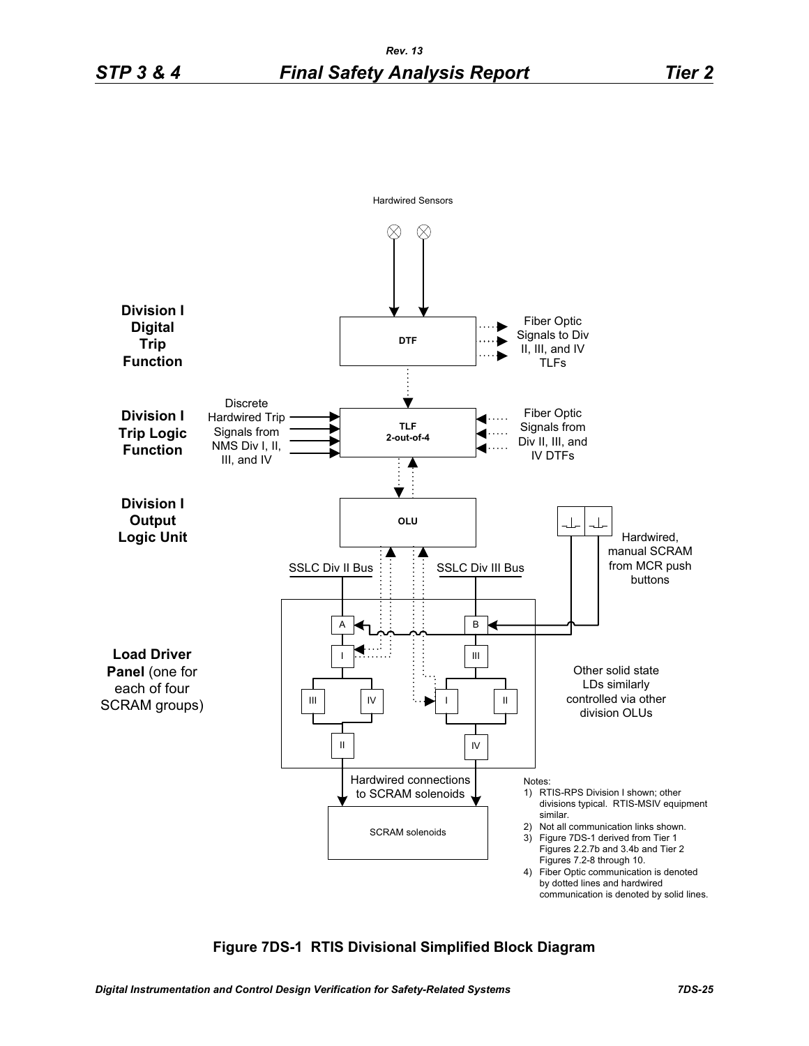Hardwired Sensors

**Division I Digital Trip Function**

DTF

Fiber Optic Signals to Div II, III, and IV TLFs

**Division I Trip Logic Function**

Discrete Hardwired Trip Signals from NMS Div I, II, III, and IV

TLF 2-out-of-4

Fiber Optic Signals from Div II, III, and IV DTFs

**Division I Output Logic Unit**

OLU

Hardwired, manual SCRAM from MCR push buttons

SSLC Div II Bus

SSLC Div III Bus

**Load Driver Panel** (one for each of four SCRAM groups)

A B I III III IV I II II IV

Other solid state LDs similarly controlled via other division OLUs

Hardwired connections to SCRAM solenoids

SCRAM solenoids

Notes:

1) RTIS-RPS Division I shown; other divisions typical. RTIS-MSIV equipment similar.
2) Not all communication links shown.
3) Figure 7DS-1 derived from Tier 1 Figures 2.2.7b and 3.4b and Tier 2 Figures 7.2-8 through 10.
4) Fiber Optic communication is denoted by dotted lines and hardwired communication is denoted by solid lines.

**Figure 7DS-1 RTIS Divisional Simplified Block Diagram**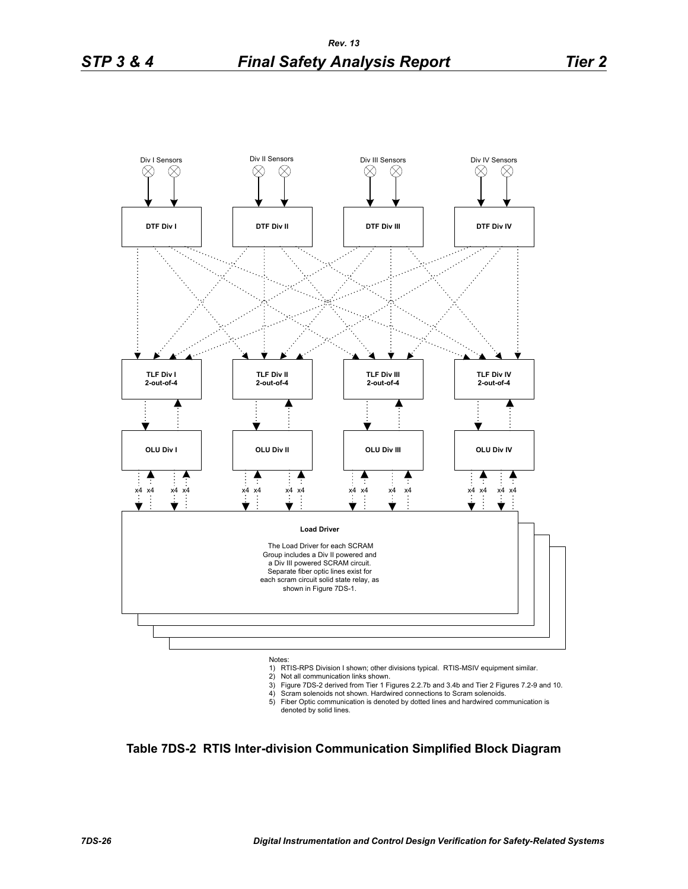Div I Sensors

Div II Sensors

Div III Sensors

Div IV Sensors

DTF Div I

DTF Div II

DTF Div III

DTF Div IV

TLF Div I 2-out-of-4

TLF Div II 2-out-of-4

TLF Div III 2-out-of-4

TLF Div IV 2-out-of-4

OLU Div I

OLU Div II

OLU Div III

OLU Div IV

x4 x4 x4 x4 x4 x4 x4 x4 x4 x4 x4 x4 x4 x4 x4 x4

**Load Driver**

The Load Driver for each SCRAM Group includes a Div II powered and a Div III powered SCRAM circuit. Separate fiber optic lines exist for each scram circuit solid state relay, as shown in Figure 7DS-1.

Notes:

1) RTIS-RPS Division I shown; other divisions typical. RTIS-MSIV equipment similar.
2) Not all communication links shown.
3) Figure 7DS-2 derived from Tier 1 Figures 2.2.7b and 3.4b and Tier 2 Figures 7.2-9 and 10.
4) Scram solenoids not shown. Hardwired connections to Scram solenoids.
5) Fiber Optic communication is denoted by dotted lines and hardwired communication is denoted by solid lines.

**Table 7DS-2 RTIS Inter-division Communication Simplified Block Diagram**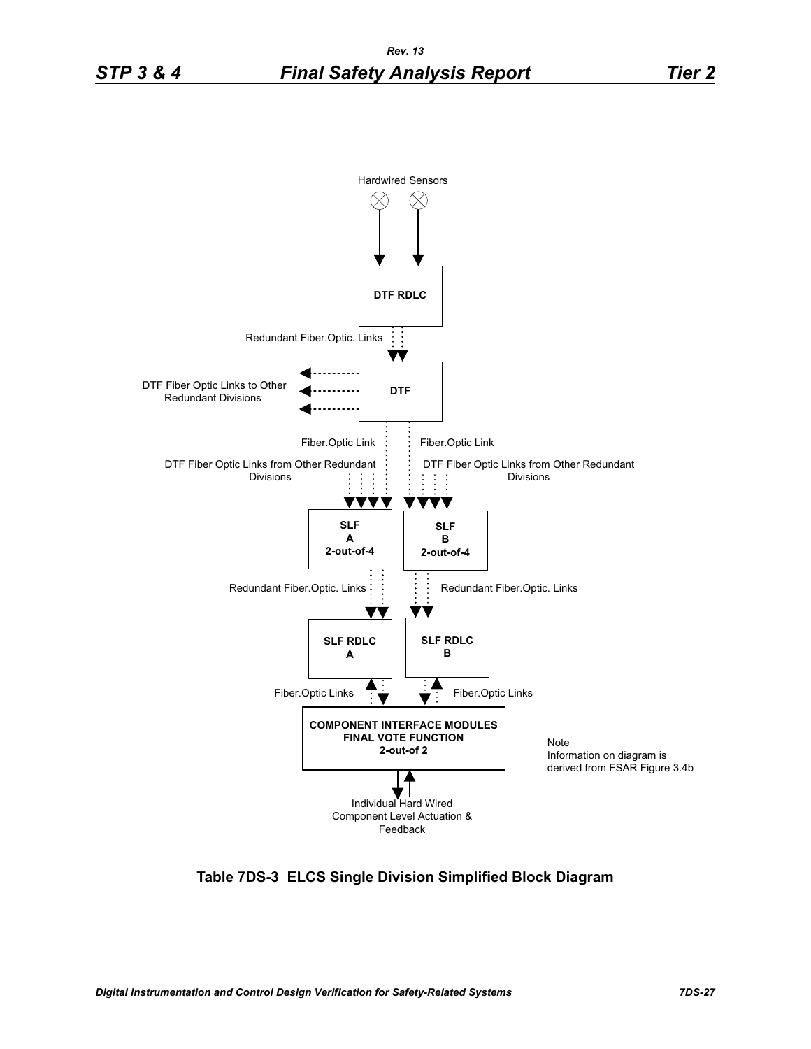Hardwired Sensors

DTF RDLC

Redundant Fiber.Optic. Links

DTF

DTF Fiber Optic Links to Other Redundant Divisions

Fiber.Optic Link

Fiber.Optic Link

DTF Fiber Optic Links from Other Redundant Divisions

DTF Fiber Optic Links from Other Redundant Divisions

**SLF A 2-out-of-4**

**SLF B 2-out-of-4**

Redundant Fiber.Optic. Links

Redundant Fiber.Optic. Links

**SLF RDLC A**

**SLF RDLC B**

Fiber.Optic Links

Fiber.Optic Links

**COMPONENT INTERFACE MODULES FINAL VOTE FUNCTION 2-out-of 2**

Note
Information on diagram is derived from FSAR Figure 3.4b

Individual Hard Wired Component Level Actuation & Feedback

**Table 7DS-3 ELCS Single Division Simplified Block Diagram**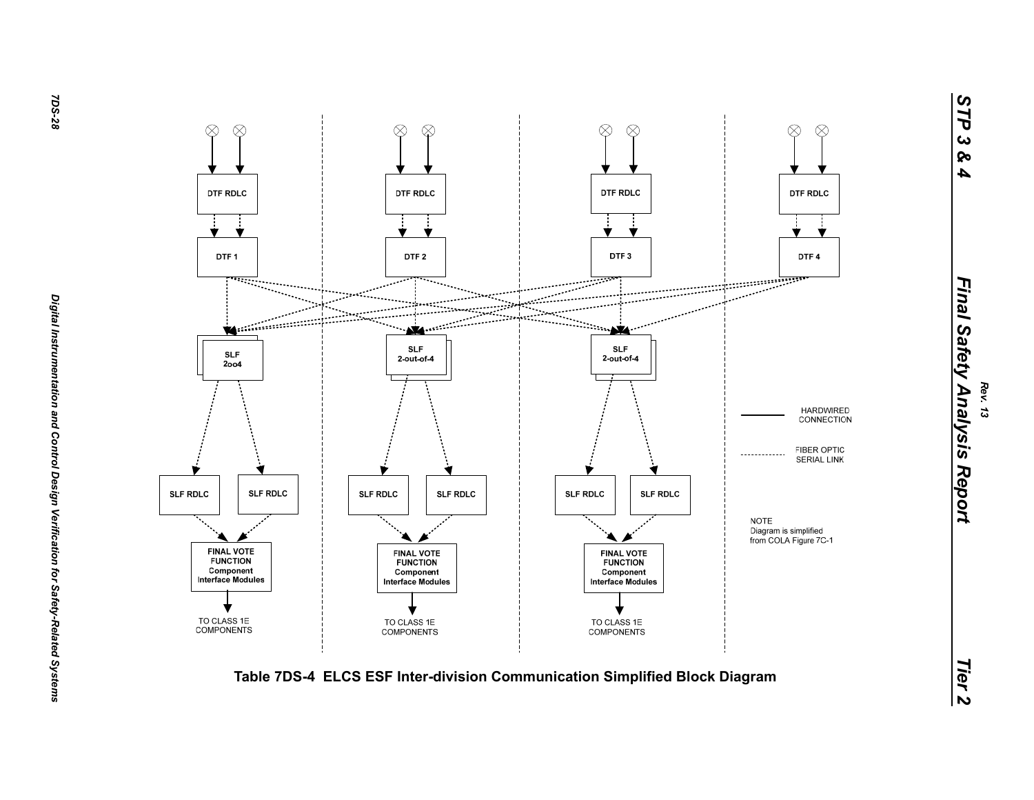DTF RDLC

DTF RDLC

DTF RDLC

DTF RDLC

DTF 1

DTF 2

DTF 3

DTF 4

SLF
2oo4

SLF
2-out-of-4

SLF
2-out-of-4

SLF RDLC

SLF RDLC

SLF RDLC

SLF RDLC

SLF RDLC

SLF RDLC

FINAL VOTE
FUNCTION
Component
Interface Modules

FINAL VOTE
FUNCTION
Component
Interface Modules

FINAL VOTE
FUNCTION
Component
Interface Modules

TO CLASS 1E
COMPONENTS

TO CLASS 1E
COMPONENTS

TO CLASS 1E
COMPONENTS

HARDWIRED
CONNECTION

FIBER OPTIC
SERIAL LINK

NOTE
Diagram is simplified
from COLA Figure 7C-1

**Table 7DS-4 ELCS ESF Inter-division Communication Simplified Block Diagram**